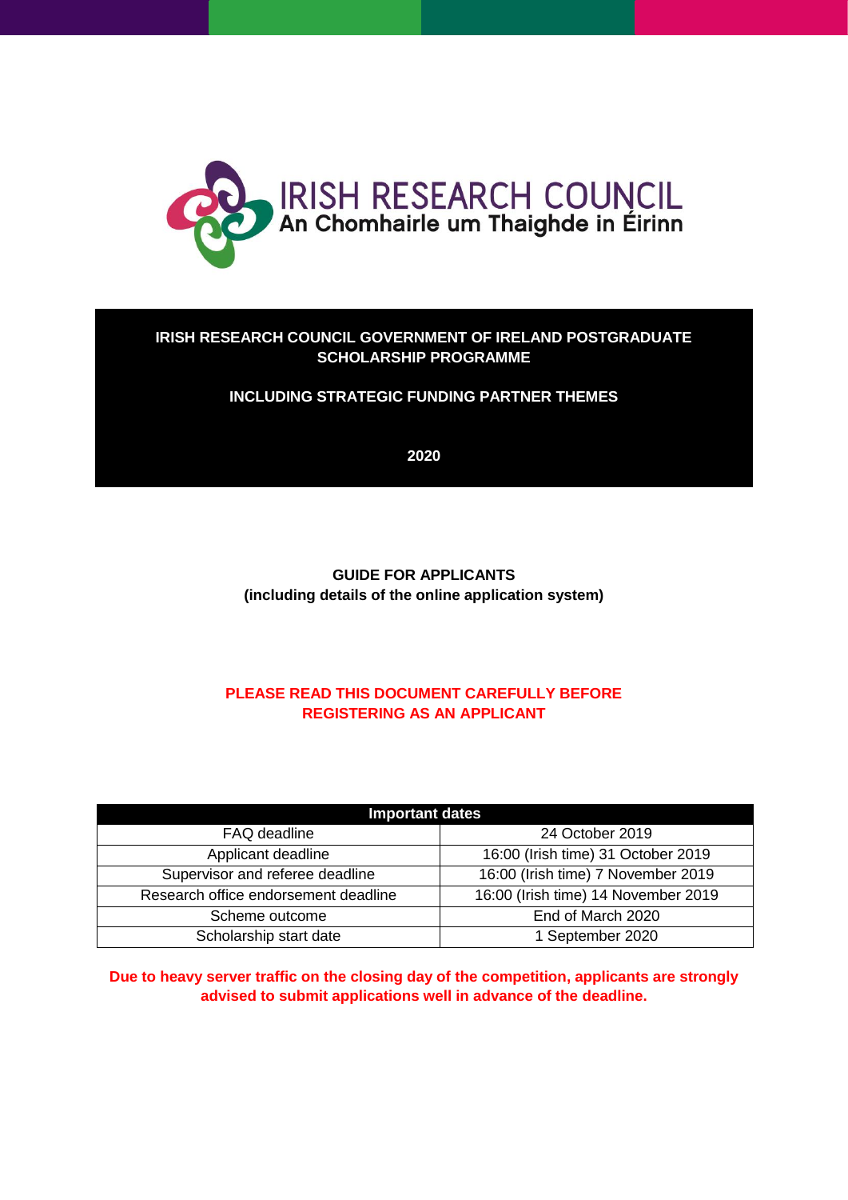IRISH RESEARCH COUNCIL
An Chomhairle um Thaighde in Éirinn

# IRISH RESEARCH COUNCIL GOVERNMENT OF IRELAND POSTGRADUATE SCHOLARSHIP PROGRAMME

## INCLUDING STRATEGIC FUNDING PARTNER THEMES

## 2020

**GUIDE FOR APPLICANTS**
**(including details of the online application system)**

**PLEASE READ THIS DOCUMENT CAREFULLY BEFORE REGISTERING AS AN APPLICANT**

| Important dates | |
|---|---|
| FAQ deadline | 24 October 2019 |
| Applicant deadline | 16:00 (Irish time) 31 October 2019 |
| Supervisor and referee deadline | 16:00 (Irish time) 7 November 2019 |
| Research office endorsement deadline | 16:00 (Irish time) 14 November 2019 |
| Scheme outcome | End of March 2020 |
| Scholarship start date | 1 September 2020 |

**Due to heavy server traffic on the closing day of the competition, applicants are strongly advised to submit applications well in advance of the deadline.**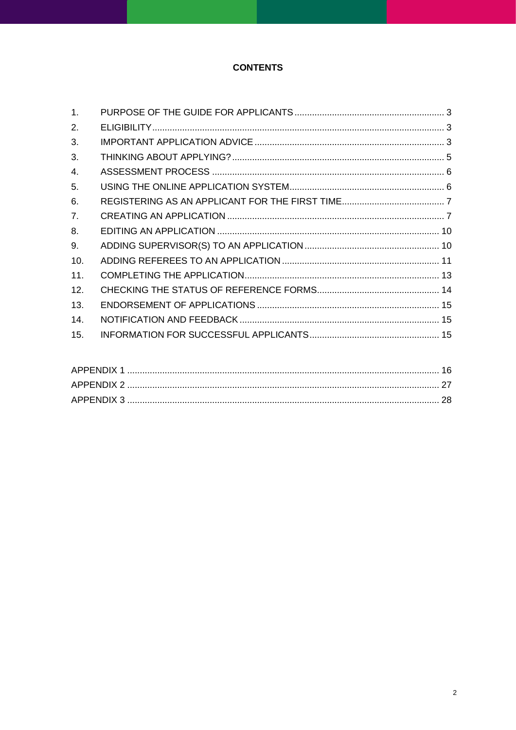# CONTENTS

| | | |
|---|---|---|
| 1. | PURPOSE OF THE GUIDE FOR APPLICANTS | 3 |
| 2. | ELIGIBILITY | 3 |
| 3. | IMPORTANT APPLICATION ADVICE | 3 |
| 3. | THINKING ABOUT APPLYING? | 5 |
| 4. | ASSESSMENT PROCESS | 6 |
| 5. | USING THE ONLINE APPLICATION SYSTEM | 6 |
| 6. | REGISTERING AS AN APPLICANT FOR THE FIRST TIME | 7 |
| 7. | CREATING AN APPLICATION | 7 |
| 8. | EDITING AN APPLICATION | 10 |
| 9. | ADDING SUPERVISOR(S) TO AN APPLICATION | 10 |
| 10. | ADDING REFEREES TO AN APPLICATION | 11 |
| 11. | COMPLETING THE APPLICATION | 13 |
| 12. | CHECKING THE STATUS OF REFERENCE FORMS | 14 |
| 13. | ENDORSEMENT OF APPLICATIONS | 15 |
| 14. | NOTIFICATION AND FEEDBACK | 15 |
| 15. | INFORMATION FOR SUCCESSFUL APPLICANTS | 15 |

| | |
|---|---|
| APPENDIX 1 | 16 |
| APPENDIX 2 | 27 |
| APPENDIX 3 | 28 |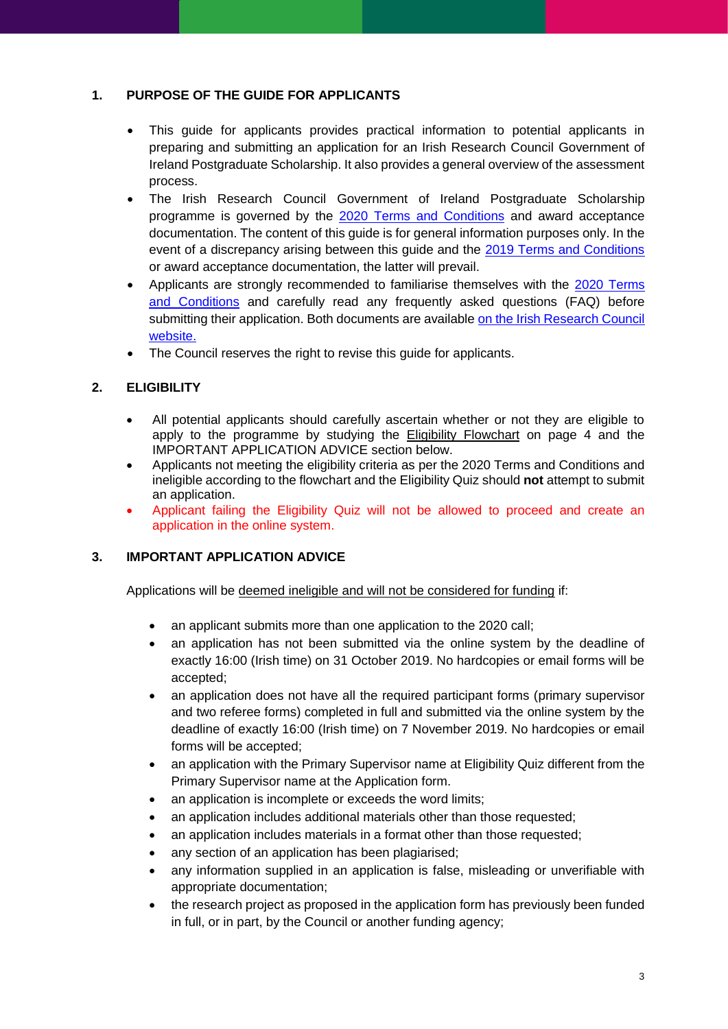## 1. PURPOSE OF THE GUIDE FOR APPLICANTS

- This guide for applicants provides practical information to potential applicants in preparing and submitting an application for an Irish Research Council Government of Ireland Postgraduate Scholarship. It also provides a general overview of the assessment process.
- The Irish Research Council Government of Ireland Postgraduate Scholarship programme is governed by the 2020 Terms and Conditions and award acceptance documentation. The content of this guide is for general information purposes only. In the event of a discrepancy arising between this guide and the 2019 Terms and Conditions or award acceptance documentation, the latter will prevail.
- Applicants are strongly recommended to familiarise themselves with the 2020 Terms and Conditions and carefully read any frequently asked questions (FAQ) before submitting their application. Both documents are available on the Irish Research Council website.
- The Council reserves the right to revise this guide for applicants.

## 2. ELIGIBILITY

- All potential applicants should carefully ascertain whether or not they are eligible to apply to the programme by studying the Eligibility Flowchart on page 4 and the IMPORTANT APPLICATION ADVICE section below.
- Applicants not meeting the eligibility criteria as per the 2020 Terms and Conditions and ineligible according to the flowchart and the Eligibility Quiz should **not** attempt to submit an application.
- Applicant failing the Eligibility Quiz will not be allowed to proceed and create an application in the online system.

## 3. IMPORTANT APPLICATION ADVICE

Applications will be deemed ineligible and will not be considered for funding if:

- an applicant submits more than one application to the 2020 call;
- an application has not been submitted via the online system by the deadline of exactly 16:00 (Irish time) on 31 October 2019. No hardcopies or email forms will be accepted;
- an application does not have all the required participant forms (primary supervisor and two referee forms) completed in full and submitted via the online system by the deadline of exactly 16:00 (Irish time) on 7 November 2019. No hardcopies or email forms will be accepted;
- an application with the Primary Supervisor name at Eligibility Quiz different from the Primary Supervisor name at the Application form.
- an application is incomplete or exceeds the word limits;
- an application includes additional materials other than those requested;
- an application includes materials in a format other than those requested;
- any section of an application has been plagiarised;
- any information supplied in an application is false, misleading or unverifiable with appropriate documentation;
- the research project as proposed in the application form has previously been funded in full, or in part, by the Council or another funding agency;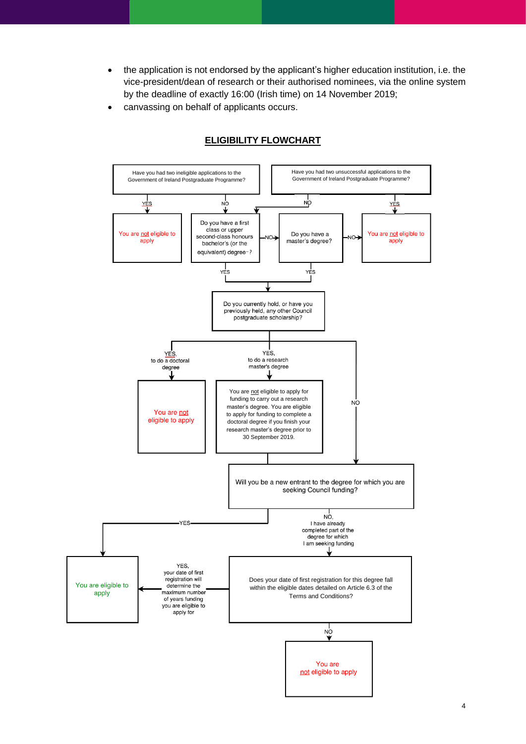- the application is not endorsed by the applicant's higher education institution, i.e. the vice-president/dean of research or their authorised nominees, via the online system by the deadline of exactly 16:00 (Irish time) on 14 November 2019;
- canvassing on behalf of applicants occurs.

## ELIGIBILITY FLOWCHART

Have you had two ineligible applications to the Government of Ireland Postgraduate Programme?

- YES → You are not eligible to apply
- NO → Do you have a first class or upper second-class honours bachelor's (or the equivalent) degree?

Have you had two unsuccessful applications to the Government of Ireland Postgraduate Programme?

- YES → You are not eligible to apply
- NO → Do you have a first class or upper second-class honours bachelor's (or the equivalent) degree?

Do you have a first class or upper second-class honours bachelor's (or the equivalent) degree?

- YES → Do you currently hold, or have you previously held, any other Council postgraduate scholarship?
- NO → Do you have a master's degree?

Do you have a master's degree?

- YES → Do you currently hold, or have you previously held, any other Council postgraduate scholarship?
- NO → You are not eligible to apply

Do you currently hold, or have you previously held, any other Council postgraduate scholarship?

- YES, to do a doctoral degree → You are not eligible to apply
- YES, to do a research master's degree → You are not eligible to apply for funding to carry out a research master's degree. You are eligible to apply for funding to complete a doctoral degree if you finish your research master's degree prior to 30 September 2019. → Will you be a new entrant to the degree for which you are seeking Council funding?
- NO → Will you be a new entrant to the degree for which you are seeking Council funding?

Will you be a new entrant to the degree for which you are seeking Council funding?

- YES → You are eligible to apply
- NO, I have already completed part of the degree for which I am seeking funding → Does your date of first registration for this degree fall within the eligible dates detailed on Article 6.3 of the Terms and Conditions?

Does your date of first registration for this degree fall within the eligible dates detailed on Article 6.3 of the Terms and Conditions?

- YES, your date of first registration will determine the maximum number of years funding you are eligible to apply for → You are eligible to apply
- NO → You are not eligible to apply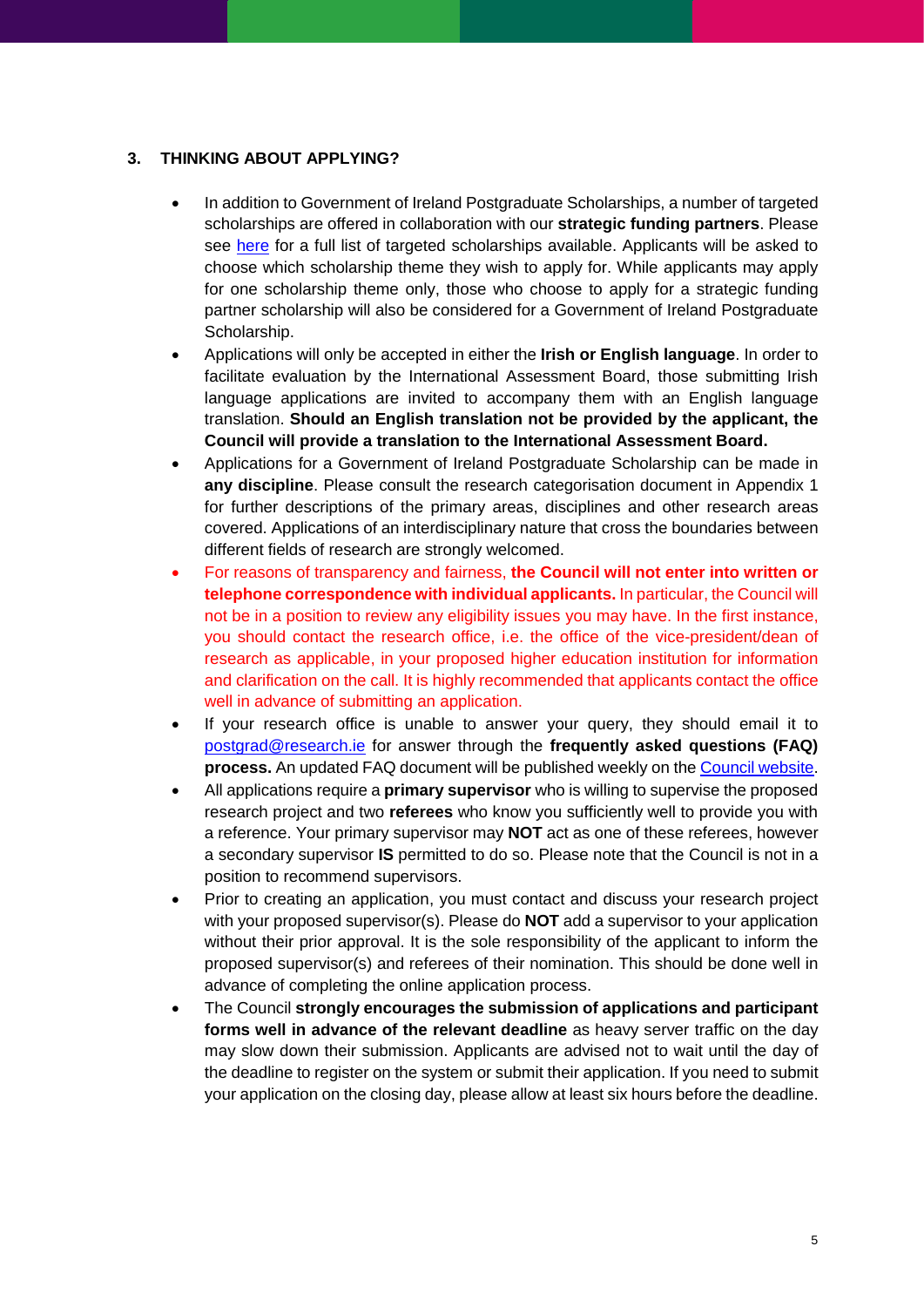## 3. THINKING ABOUT APPLYING?

- In addition to Government of Ireland Postgraduate Scholarships, a number of targeted scholarships are offered in collaboration with our **strategic funding partners**. Please see [here](#) for a full list of targeted scholarships available. Applicants will be asked to choose which scholarship theme they wish to apply for. While applicants may apply for one scholarship theme only, those who choose to apply for a strategic funding partner scholarship will also be considered for a Government of Ireland Postgraduate Scholarship.
- Applications will only be accepted in either the **Irish or English language**. In order to facilitate evaluation by the International Assessment Board, those submitting Irish language applications are invited to accompany them with an English language translation. **Should an English translation not be provided by the applicant, the Council will provide a translation to the International Assessment Board.**
- Applications for a Government of Ireland Postgraduate Scholarship can be made in **any discipline**. Please consult the research categorisation document in Appendix 1 for further descriptions of the primary areas, disciplines and other research areas covered. Applications of an interdisciplinary nature that cross the boundaries between different fields of research are strongly welcomed.
- For reasons of transparency and fairness, **the Council will not enter into written or telephone correspondence with individual applicants.** In particular, the Council will not be in a position to review any eligibility issues you may have. In the first instance, you should contact the research office, i.e. the office of the vice-president/dean of research as applicable, in your proposed higher education institution for information and clarification on the call. It is highly recommended that applicants contact the office well in advance of submitting an application.
- If your research office is unable to answer your query, they should email it to [postgrad@research.ie](mailto:postgrad@research.ie) for answer through the **frequently asked questions (FAQ) process.** An updated FAQ document will be published weekly on the [Council website](#).
- All applications require a **primary supervisor** who is willing to supervise the proposed research project and two **referees** who know you sufficiently well to provide you with a reference. Your primary supervisor may **NOT** act as one of these referees, however a secondary supervisor **IS** permitted to do so. Please note that the Council is not in a position to recommend supervisors.
- Prior to creating an application, you must contact and discuss your research project with your proposed supervisor(s). Please do **NOT** add a supervisor to your application without their prior approval. It is the sole responsibility of the applicant to inform the proposed supervisor(s) and referees of their nomination. This should be done well in advance of completing the online application process.
- The Council **strongly encourages the submission of applications and participant forms well in advance of the relevant deadline** as heavy server traffic on the day may slow down their submission. Applicants are advised not to wait until the day of the deadline to register on the system or submit their application. If you need to submit your application on the closing day, please allow at least six hours before the deadline.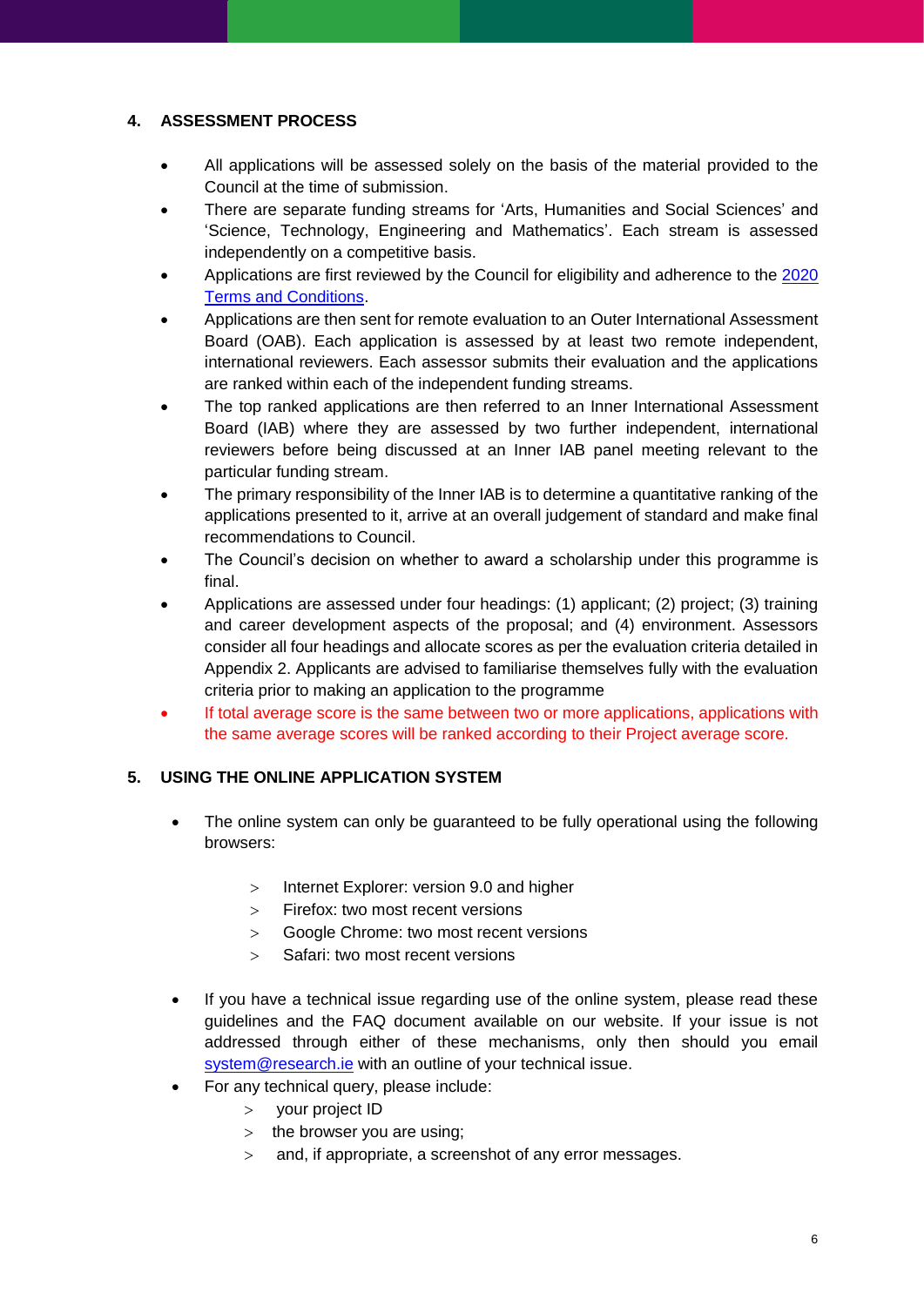## 4. ASSESSMENT PROCESS

- All applications will be assessed solely on the basis of the material provided to the Council at the time of submission.
- There are separate funding streams for 'Arts, Humanities and Social Sciences' and 'Science, Technology, Engineering and Mathematics'. Each stream is assessed independently on a competitive basis.
- Applications are first reviewed by the Council for eligibility and adherence to the [2020 Terms and Conditions](#).
- Applications are then sent for remote evaluation to an Outer International Assessment Board (OAB). Each application is assessed by at least two remote independent, international reviewers. Each assessor submits their evaluation and the applications are ranked within each of the independent funding streams.
- The top ranked applications are then referred to an Inner International Assessment Board (IAB) where they are assessed by two further independent, international reviewers before being discussed at an Inner IAB panel meeting relevant to the particular funding stream.
- The primary responsibility of the Inner IAB is to determine a quantitative ranking of the applications presented to it, arrive at an overall judgement of standard and make final recommendations to Council.
- The Council's decision on whether to award a scholarship under this programme is final.
- Applications are assessed under four headings: (1) applicant; (2) project; (3) training and career development aspects of the proposal; and (4) environment. Assessors consider all four headings and allocate scores as per the evaluation criteria detailed in Appendix 2. Applicants are advised to familiarise themselves fully with the evaluation criteria prior to making an application to the programme
- If total average score is the same between two or more applications, applications with the same average scores will be ranked according to their Project average score.

## 5. USING THE ONLINE APPLICATION SYSTEM

- The online system can only be guaranteed to be fully operational using the following browsers:
  - Internet Explorer: version 9.0 and higher
  - Firefox: two most recent versions
  - Google Chrome: two most recent versions
  - Safari: two most recent versions
- If you have a technical issue regarding use of the online system, please read these guidelines and the FAQ document available on our website. If your issue is not addressed through either of these mechanisms, only then should you email system@research.ie with an outline of your technical issue.
- For any technical query, please include:
  - your project ID
  - the browser you are using;
  - and, if appropriate, a screenshot of any error messages.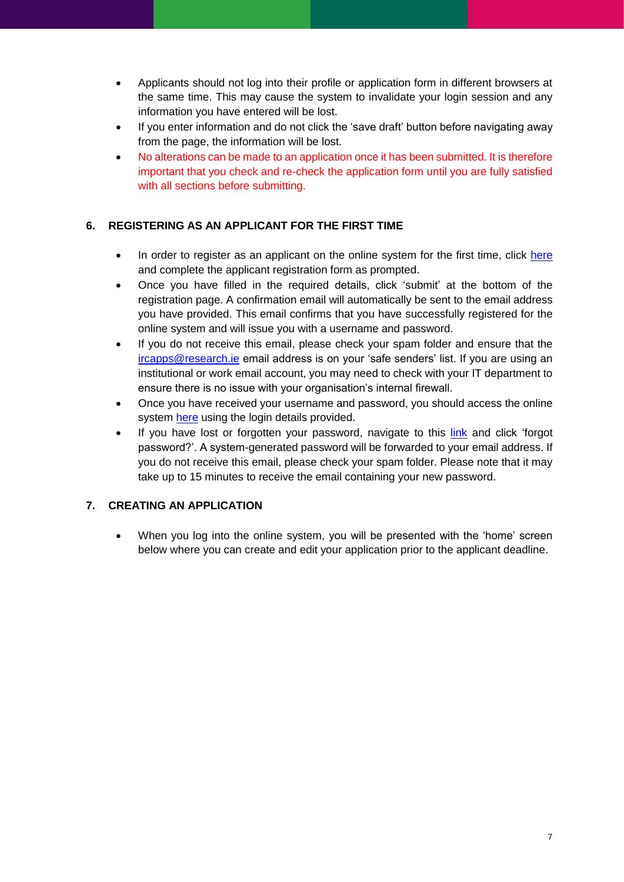- Applicants should not log into their profile or application form in different browsers at the same time. This may cause the system to invalidate your login session and any information you have entered will be lost.
- If you enter information and do not click the 'save draft' button before navigating away from the page, the information will be lost.
- No alterations can be made to an application once it has been submitted. It is therefore important that you check and re-check the application form until you are fully satisfied with all sections before submitting.

## 6. REGISTERING AS AN APPLICANT FOR THE FIRST TIME

- In order to register as an applicant on the online system for the first time, click here and complete the applicant registration form as prompted.
- Once you have filled in the required details, click 'submit' at the bottom of the registration page. A confirmation email will automatically be sent to the email address you have provided. This email confirms that you have successfully registered for the online system and will issue you with a username and password.
- If you do not receive this email, please check your spam folder and ensure that the ircapps@research.ie email address is on your 'safe senders' list. If you are using an institutional or work email account, you may need to check with your IT department to ensure there is no issue with your organisation's internal firewall.
- Once you have received your username and password, you should access the online system here using the login details provided.
- If you have lost or forgotten your password, navigate to this link and click 'forgot password?'. A system-generated password will be forwarded to your email address. If you do not receive this email, please check your spam folder. Please note that it may take up to 15 minutes to receive the email containing your new password.

## 7. CREATING AN APPLICATION

- When you log into the online system, you will be presented with the 'home' screen below where you can create and edit your application prior to the applicant deadline.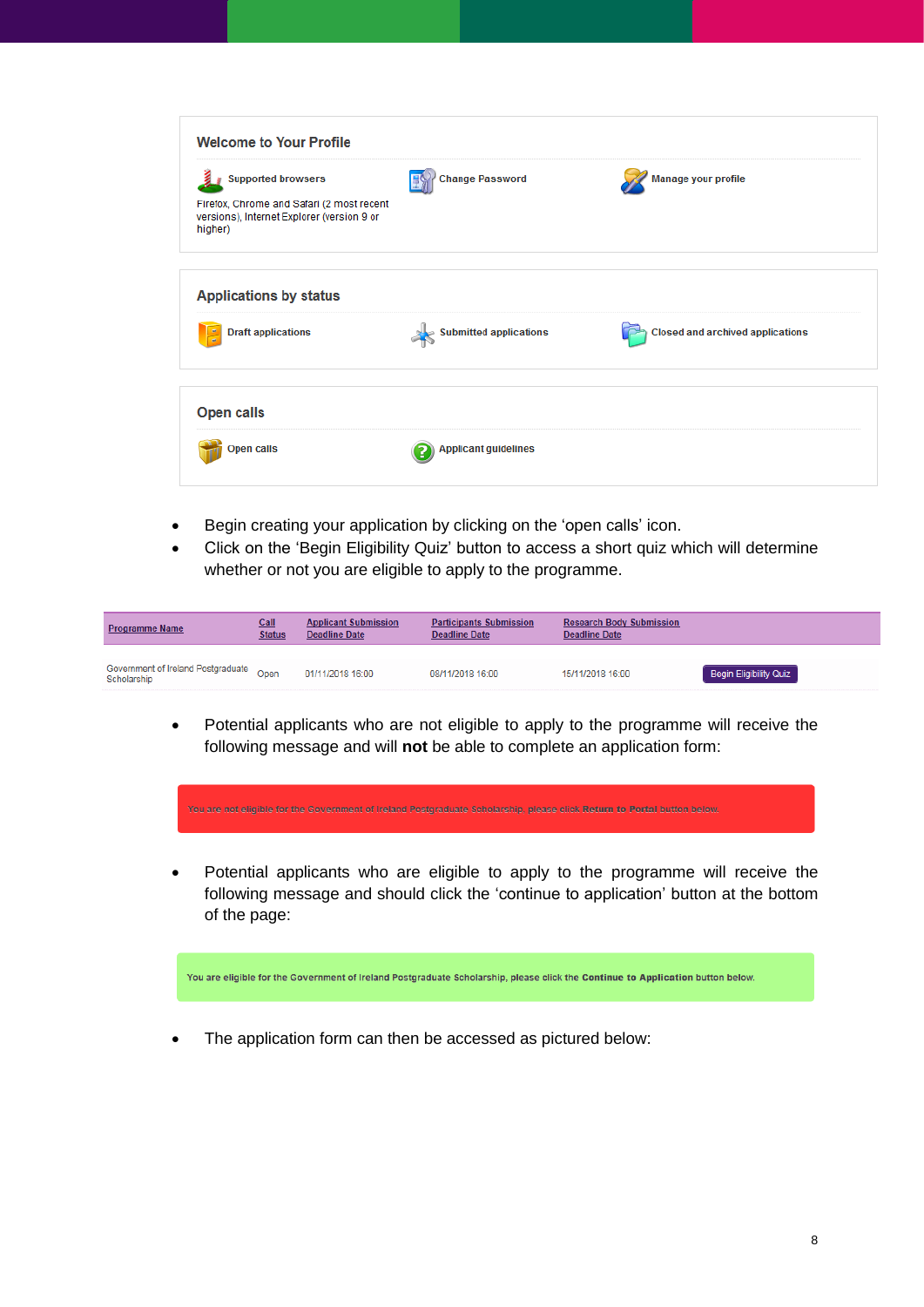## Welcome to Your Profile

Supported browsers

Firefox, Chrome and Safari (2 most recent versions), Internet Explorer (version 9 or higher)

Change Password

Manage your profile

## Applications by status

Draft applications

Submitted applications

Closed and archived applications

## Open calls

Open calls

Applicant guidelines

- Begin creating your application by clicking on the 'open calls' icon.
- Click on the 'Begin Eligibility Quiz' button to access a short quiz which will determine whether or not you are eligible to apply to the programme.

| Programme Name | Call Status | Applicant Submission Deadline Date | Participants Submission Deadline Date | Research Body Submission Deadline Date | |
|---|---|---|---|---|---|
| Government of Ireland Postgraduate Scholarship | Open | 01/11/2018 16:00 | 08/11/2018 16:00 | 15/11/2018 16:00 | Begin Eligibility Quiz |

- Potential applicants who are not eligible to apply to the programme will receive the following message and will **not** be able to complete an application form:

You are not eligible for the Government of Ireland Postgraduate Scholarship, please click **Return to Portal** button below.

- Potential applicants who are eligible to apply to the programme will receive the following message and should click the 'continue to application' button at the bottom of the page:

You are eligible for the Government of Ireland Postgraduate Scholarship, please click the **Continue to Application** button below.

- The application form can then be accessed as pictured below: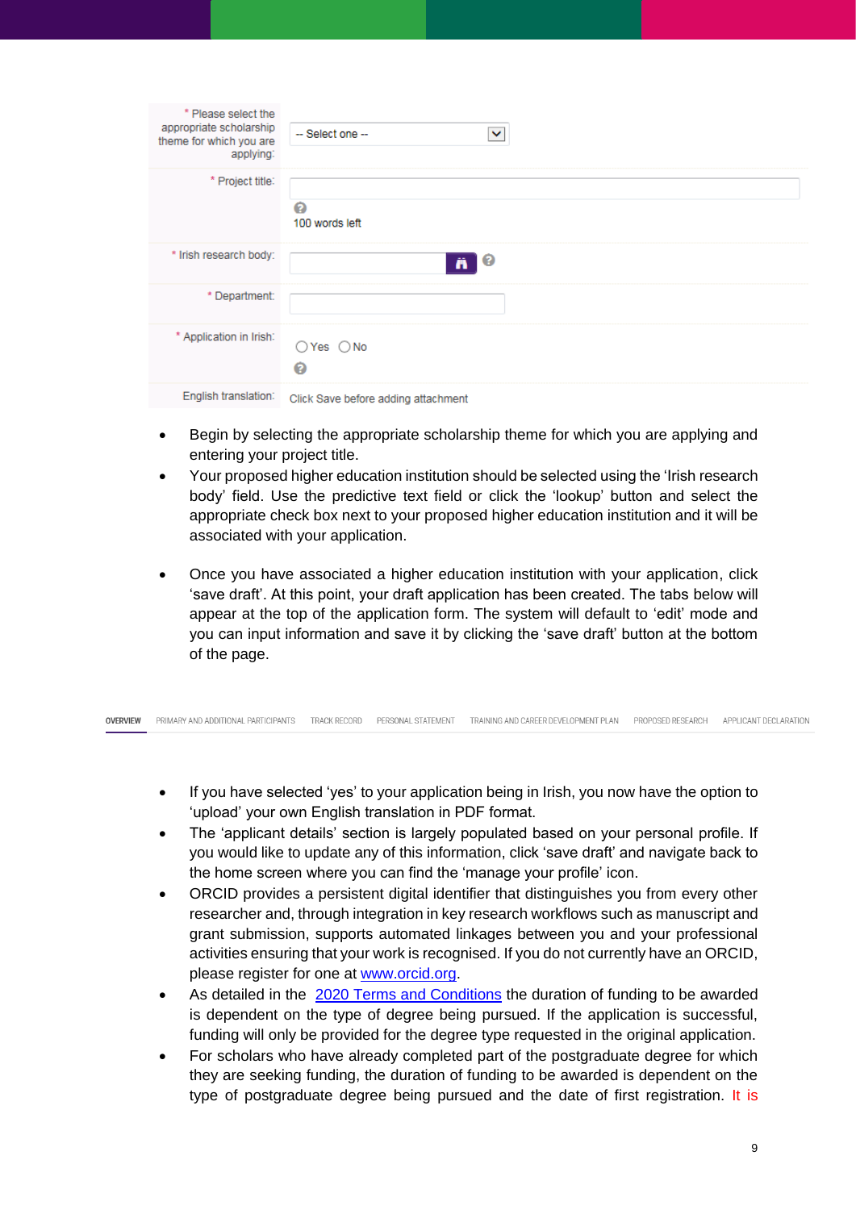| * Please select the appropriate scholarship theme for which you are applying: | -- Select one -- |
|---|---|
| * Project title: | 100 words left |
| * Irish research body: | |
| * Department: | |
| * Application in Irish: | ◯Yes ◯No |
| English translation: | Click Save before adding attachment |

- Begin by selecting the appropriate scholarship theme for which you are applying and entering your project title.
- Your proposed higher education institution should be selected using the 'Irish research body' field. Use the predictive text field or click the 'lookup' button and select the appropriate check box next to your proposed higher education institution and it will be associated with your application.

- Once you have associated a higher education institution with your application, click 'save draft'. At this point, your draft application has been created. The tabs below will appear at the top of the application form. The system will default to 'edit' mode and you can input information and save it by clicking the 'save draft' button at the bottom of the page.

OVERVIEW | PRIMARY AND ADDITIONAL PARTICIPANTS | TRACK RECORD | PERSONAL STATEMENT | TRAINING AND CAREER DEVELOPMENT PLAN | PROPOSED RESEARCH | APPLICANT DECLARATION

- If you have selected 'yes' to your application being in Irish, you now have the option to 'upload' your own English translation in PDF format.
- The 'applicant details' section is largely populated based on your personal profile. If you would like to update any of this information, click 'save draft' and navigate back to the home screen where you can find the 'manage your profile' icon.
- ORCID provides a persistent digital identifier that distinguishes you from every other researcher and, through integration in key research workflows such as manuscript and grant submission, supports automated linkages between you and your professional activities ensuring that your work is recognised. If you do not currently have an ORCID, please register for one at [www.orcid.org](http://www.orcid.org).
- As detailed in the [2020 Terms and Conditions](#) the duration of funding to be awarded is dependent on the type of degree being pursued. If the application is successful, funding will only be provided for the degree type requested in the original application.
- For scholars who have already completed part of the postgraduate degree for which they are seeking funding, the duration of funding to be awarded is dependent on the type of postgraduate degree being pursued and the date of first registration. It is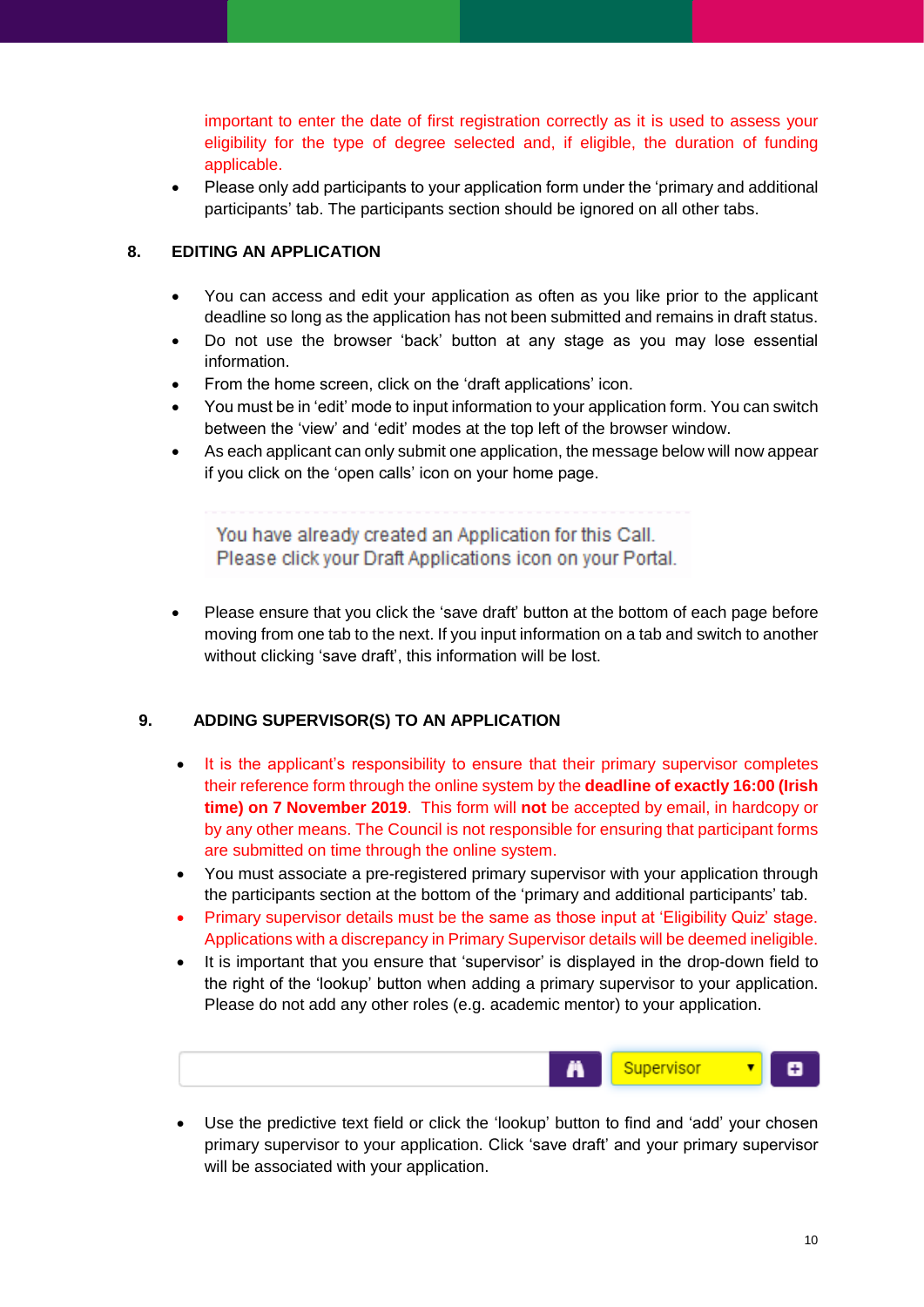important to enter the date of first registration correctly as it is used to assess your eligibility for the type of degree selected and, if eligible, the duration of funding applicable.

- Please only add participants to your application form under the 'primary and additional participants' tab. The participants section should be ignored on all other tabs.

## 8. EDITING AN APPLICATION

- You can access and edit your application as often as you like prior to the applicant deadline so long as the application has not been submitted and remains in draft status.
- Do not use the browser 'back' button at any stage as you may lose essential information.
- From the home screen, click on the 'draft applications' icon.
- You must be in 'edit' mode to input information to your application form. You can switch between the 'view' and 'edit' modes at the top left of the browser window.
- As each applicant can only submit one application, the message below will now appear if you click on the 'open calls' icon on your home page.

You have already created an Application for this Call.
Please click your Draft Applications icon on your Portal.

- Please ensure that you click the 'save draft' button at the bottom of each page before moving from one tab to the next. If you input information on a tab and switch to another without clicking 'save draft', this information will be lost.

## 9. ADDING SUPERVISOR(S) TO AN APPLICATION

- It is the applicant's responsibility to ensure that their primary supervisor completes their reference form through the online system by the **deadline of exactly 16:00 (Irish time) on 7 November 2019**. This form will **not** be accepted by email, in hardcopy or by any other means. The Council is not responsible for ensuring that participant forms are submitted on time through the online system.
- You must associate a pre-registered primary supervisor with your application through the participants section at the bottom of the 'primary and additional participants' tab.
- Primary supervisor details must be the same as those input at 'Eligibility Quiz' stage. Applications with a discrepancy in Primary Supervisor details will be deemed ineligible.
- It is important that you ensure that 'supervisor' is displayed in the drop-down field to the right of the 'lookup' button when adding a primary supervisor to your application. Please do not add any other roles (e.g. academic mentor) to your application.

Supervisor

- Use the predictive text field or click the 'lookup' button to find and 'add' your chosen primary supervisor to your application. Click 'save draft' and your primary supervisor will be associated with your application.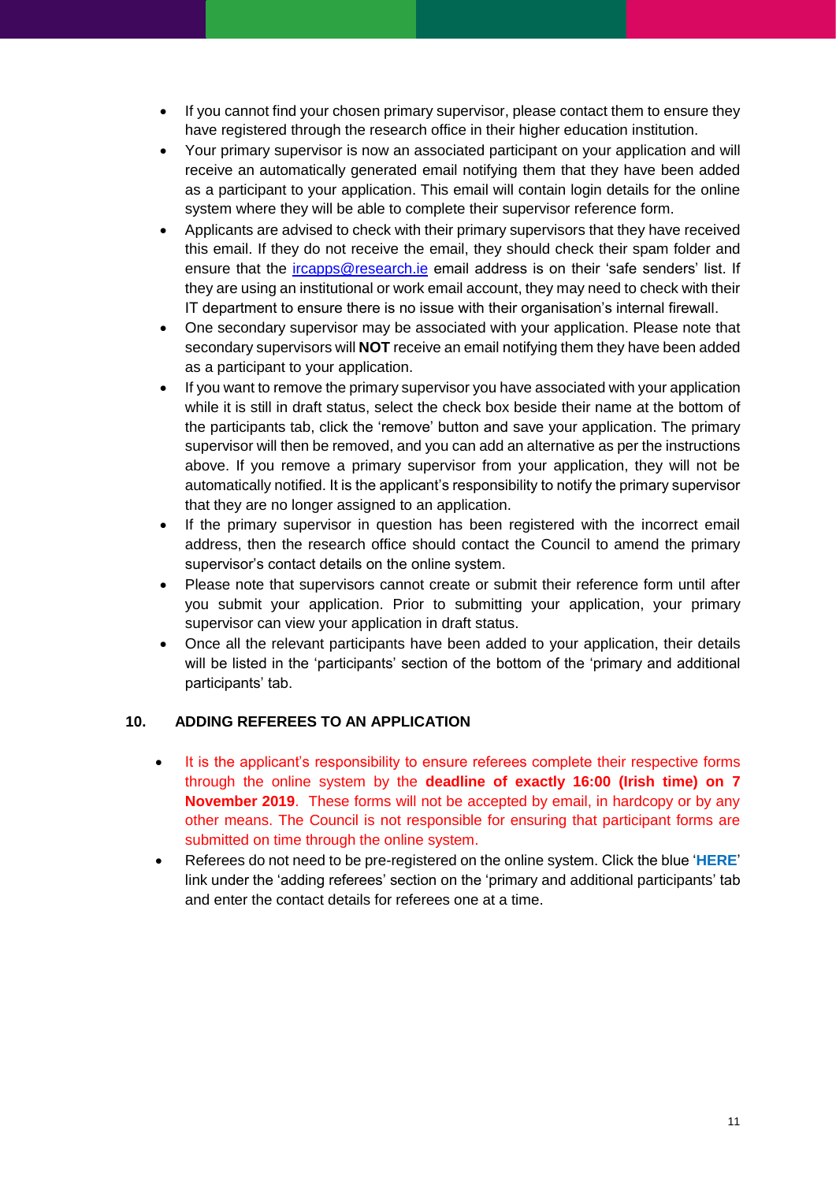- If you cannot find your chosen primary supervisor, please contact them to ensure they have registered through the research office in their higher education institution.
- Your primary supervisor is now an associated participant on your application and will receive an automatically generated email notifying them that they have been added as a participant to your application. This email will contain login details for the online system where they will be able to complete their supervisor reference form.
- Applicants are advised to check with their primary supervisors that they have received this email. If they do not receive the email, they should check their spam folder and ensure that the ircapps@research.ie email address is on their 'safe senders' list. If they are using an institutional or work email account, they may need to check with their IT department to ensure there is no issue with their organisation's internal firewall.
- One secondary supervisor may be associated with your application. Please note that secondary supervisors will **NOT** receive an email notifying them they have been added as a participant to your application.
- If you want to remove the primary supervisor you have associated with your application while it is still in draft status, select the check box beside their name at the bottom of the participants tab, click the 'remove' button and save your application. The primary supervisor will then be removed, and you can add an alternative as per the instructions above. If you remove a primary supervisor from your application, they will not be automatically notified. It is the applicant's responsibility to notify the primary supervisor that they are no longer assigned to an application.
- If the primary supervisor in question has been registered with the incorrect email address, then the research office should contact the Council to amend the primary supervisor's contact details on the online system.
- Please note that supervisors cannot create or submit their reference form until after you submit your application. Prior to submitting your application, your primary supervisor can view your application in draft status.
- Once all the relevant participants have been added to your application, their details will be listed in the 'participants' section of the bottom of the 'primary and additional participants' tab.

## 10. ADDING REFEREES TO AN APPLICATION

- It is the applicant's responsibility to ensure referees complete their respective forms through the online system by the **deadline of exactly 16:00 (Irish time) on 7 November 2019**. These forms will not be accepted by email, in hardcopy or by any other means. The Council is not responsible for ensuring that participant forms are submitted on time through the online system.
- Referees do not need to be pre-registered on the online system. Click the blue '**HERE**' link under the 'adding referees' section on the 'primary and additional participants' tab and enter the contact details for referees one at a time.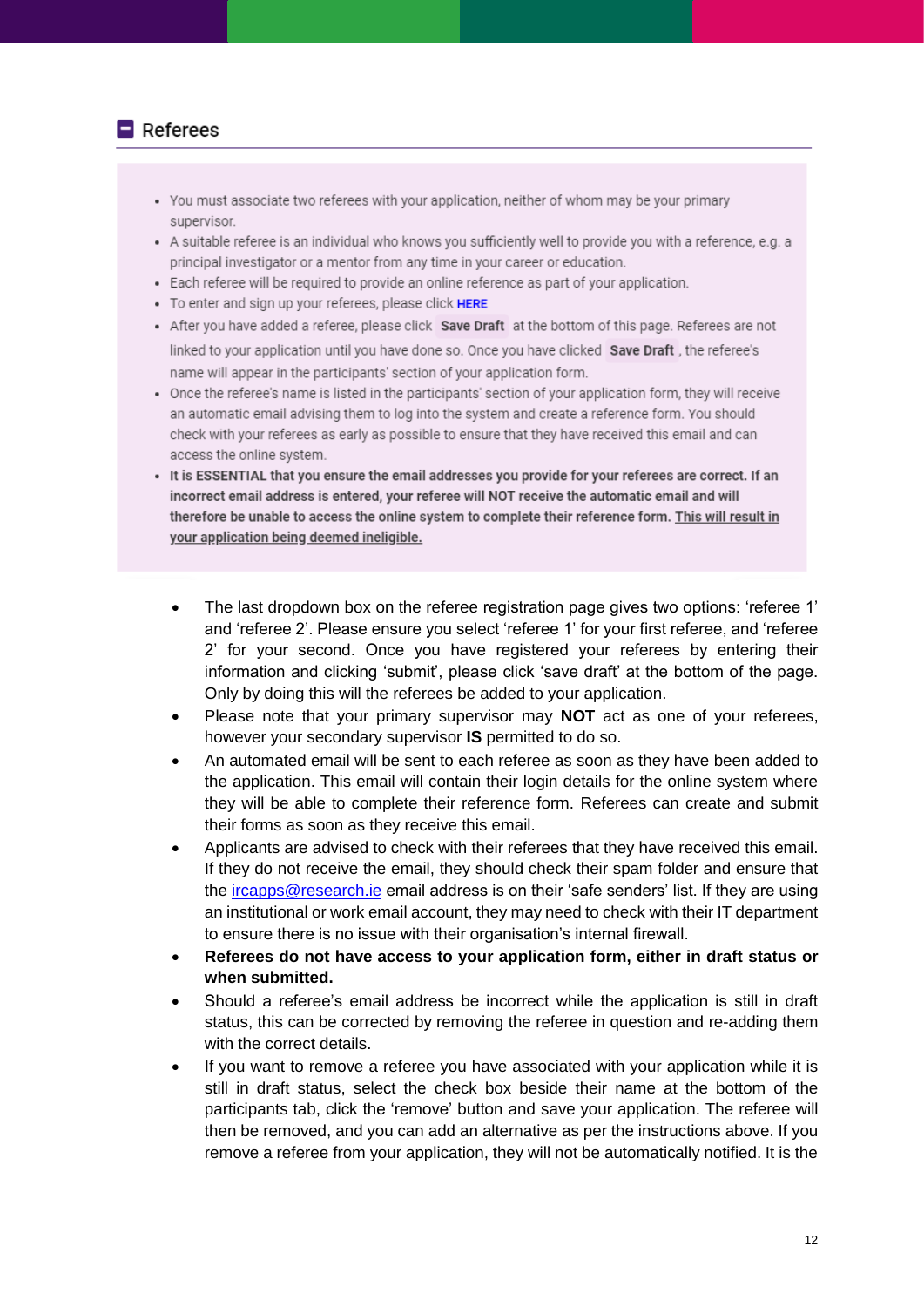## Referees

- You must associate two referees with your application, neither of whom may be your primary supervisor.
- A suitable referee is an individual who knows you sufficiently well to provide you with a reference, e.g. a principal investigator or a mentor from any time in your career or education.
- Each referee will be required to provide an online reference as part of your application.
- To enter and sign up your referees, please click **HERE**
- After you have added a referee, please click **Save Draft** at the bottom of this page. Referees are not linked to your application until you have done so. Once you have clicked **Save Draft**, the referee's name will appear in the participants' section of your application form.
- Once the referee's name is listed in the participants' section of your application form, they will receive an automatic email advising them to log into the system and create a reference form. You should check with your referees as early as possible to ensure that they have received this email and can access the online system.
- **It is ESSENTIAL that you ensure the email addresses you provide for your referees are correct. If an incorrect email address is entered, your referee will NOT receive the automatic email and will therefore be unable to access the online system to complete their reference form. <u>This will result in your application being deemed ineligible.</u>**

- The last dropdown box on the referee registration page gives two options: 'referee 1' and 'referee 2'. Please ensure you select 'referee 1' for your first referee, and 'referee 2' for your second. Once you have registered your referees by entering their information and clicking 'submit', please click 'save draft' at the bottom of the page. Only by doing this will the referees be added to your application.
- Please note that your primary supervisor may **NOT** act as one of your referees, however your secondary supervisor **IS** permitted to do so.
- An automated email will be sent to each referee as soon as they have been added to the application. This email will contain their login details for the online system where they will be able to complete their reference form. Referees can create and submit their forms as soon as they receive this email.
- Applicants are advised to check with their referees that they have received this email. If they do not receive the email, they should check their spam folder and ensure that the ircapps@research.ie email address is on their 'safe senders' list. If they are using an institutional or work email account, they may need to check with their IT department to ensure there is no issue with their organisation's internal firewall.
- **Referees do not have access to your application form, either in draft status or when submitted.**
- Should a referee's email address be incorrect while the application is still in draft status, this can be corrected by removing the referee in question and re-adding them with the correct details.
- If you want to remove a referee you have associated with your application while it is still in draft status, select the check box beside their name at the bottom of the participants tab, click the 'remove' button and save your application. The referee will then be removed, and you can add an alternative as per the instructions above. If you remove a referee from your application, they will not be automatically notified. It is the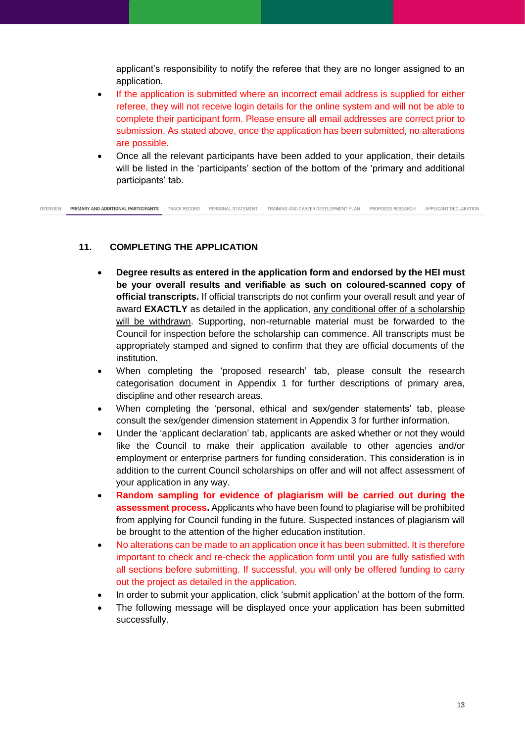applicant's responsibility to notify the referee that they are no longer assigned to an application.

- If the application is submitted where an incorrect email address is supplied for either referee, they will not receive login details for the online system and will not be able to complete their participant form. Please ensure all email addresses are correct prior to submission. As stated above, once the application has been submitted, no alterations are possible.
- Once all the relevant participants have been added to your application, their details will be listed in the 'participants' section of the bottom of the 'primary and additional participants' tab.

OVERVIEW | PRIMARY AND ADDITIONAL PARTICIPANTS | TRACK RECORD | PERSONAL STATEMENT | TRAINING AND CAREER DEVELOPMENT PLAN | PROPOSED RESEARCH | APPLICANT DECLARATION

## 11. COMPLETING THE APPLICATION

- **Degree results as entered in the application form and endorsed by the HEI must be your overall results and verifiable as such on coloured-scanned copy of official transcripts.** If official transcripts do not confirm your overall result and year of award **EXACTLY** as detailed in the application, <u>any conditional offer of a scholarship will be withdrawn</u>. Supporting, non-returnable material must be forwarded to the Council for inspection before the scholarship can commence. All transcripts must be appropriately stamped and signed to confirm that they are official documents of the institution.
- When completing the 'proposed research' tab, please consult the research categorisation document in Appendix 1 for further descriptions of primary area, discipline and other research areas.
- When completing the 'personal, ethical and sex/gender statements' tab, please consult the sex/gender dimension statement in Appendix 3 for further information.
- Under the 'applicant declaration' tab, applicants are asked whether or not they would like the Council to make their application available to other agencies and/or employment or enterprise partners for funding consideration. This consideration is in addition to the current Council scholarships on offer and will not affect assessment of your application in any way.
- **Random sampling for evidence of plagiarism will be carried out during the assessment process.** Applicants who have been found to plagiarise will be prohibited from applying for Council funding in the future. Suspected instances of plagiarism will be brought to the attention of the higher education institution.
- No alterations can be made to an application once it has been submitted. It is therefore important to check and re-check the application form until you are fully satisfied with all sections before submitting. If successful, you will only be offered funding to carry out the project as detailed in the application.
- In order to submit your application, click 'submit application' at the bottom of the form.
- The following message will be displayed once your application has been submitted successfully.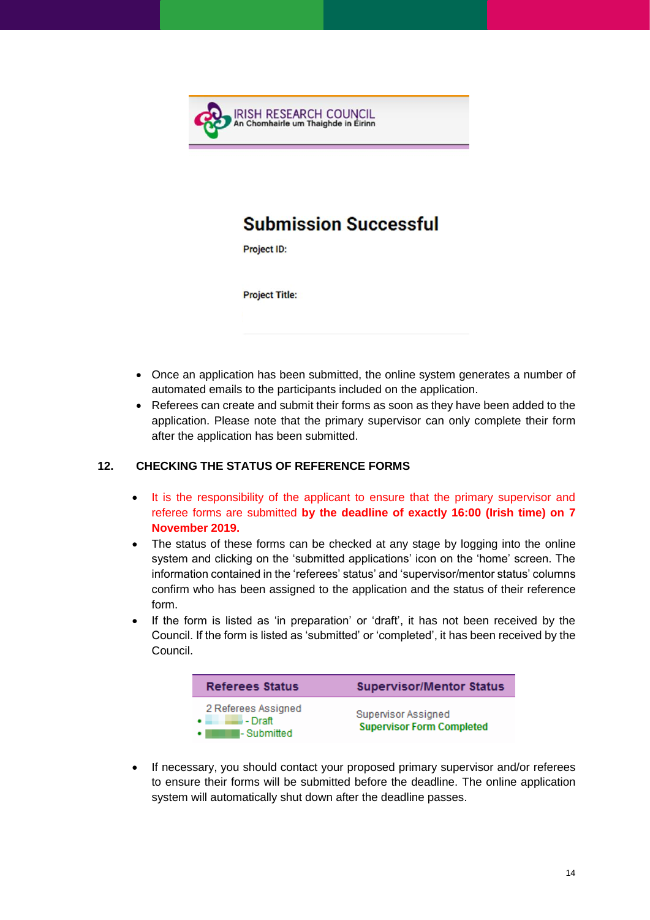IRISH RESEARCH COUNCIL
An Chomhairle um Thaighde in Éirinn

## Submission Successful

**Project ID:**

**Project Title:**

- Once an application has been submitted, the online system generates a number of automated emails to the participants included on the application.
- Referees can create and submit their forms as soon as they have been added to the application. Please note that the primary supervisor can only complete their form after the application has been submitted.

## 12. CHECKING THE STATUS OF REFERENCE FORMS

- It is the responsibility of the applicant to ensure that the primary supervisor and referee forms are submitted **by the deadline of exactly 16:00 (Irish time) on 7 November 2019.**
- The status of these forms can be checked at any stage by logging into the online system and clicking on the 'submitted applications' icon on the 'home' screen. The information contained in the 'referees' status' and 'supervisor/mentor status' columns confirm who has been assigned to the application and the status of their reference form.
- If the form is listed as 'in preparation' or 'draft', it has not been received by the Council. If the form is listed as 'submitted' or 'completed', it has been received by the Council.

| Referees Status | Supervisor/Mentor Status |
| --- | --- |
| 2 Referees Assigned<br>• - Draft<br>• - Submitted | Supervisor Assigned<br>Supervisor Form Completed |

- If necessary, you should contact your proposed primary supervisor and/or referees to ensure their forms will be submitted before the deadline. The online application system will automatically shut down after the deadline passes.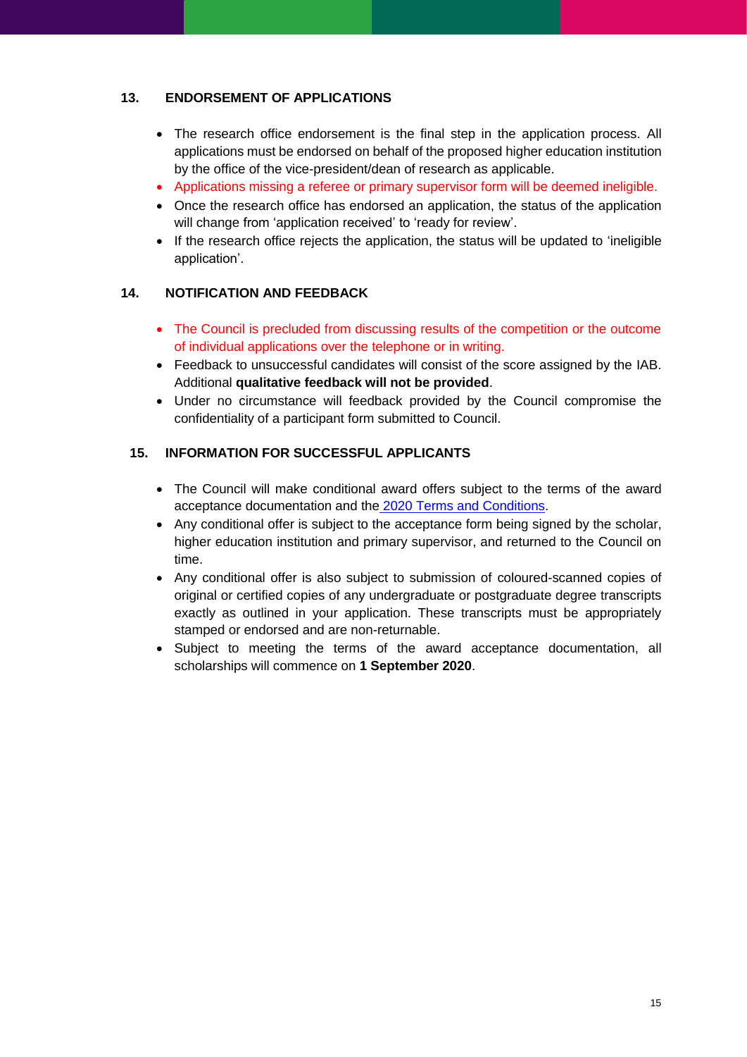## 13. ENDORSEMENT OF APPLICATIONS

- The research office endorsement is the final step in the application process. All applications must be endorsed on behalf of the proposed higher education institution by the office of the vice-president/dean of research as applicable.
- Applications missing a referee or primary supervisor form will be deemed ineligible.
- Once the research office has endorsed an application, the status of the application will change from 'application received' to 'ready for review'.
- If the research office rejects the application, the status will be updated to 'ineligible application'.

## 14. NOTIFICATION AND FEEDBACK

- The Council is precluded from discussing results of the competition or the outcome of individual applications over the telephone or in writing.
- Feedback to unsuccessful candidates will consist of the score assigned by the IAB. Additional **qualitative feedback will not be provided**.
- Under no circumstance will feedback provided by the Council compromise the confidentiality of a participant form submitted to Council.

## 15. INFORMATION FOR SUCCESSFUL APPLICANTS

- The Council will make conditional award offers subject to the terms of the award acceptance documentation and the 2020 Terms and Conditions.
- Any conditional offer is subject to the acceptance form being signed by the scholar, higher education institution and primary supervisor, and returned to the Council on time.
- Any conditional offer is also subject to submission of coloured-scanned copies of original or certified copies of any undergraduate or postgraduate degree transcripts exactly as outlined in your application. These transcripts must be appropriately stamped or endorsed and are non-returnable.
- Subject to meeting the terms of the award acceptance documentation, all scholarships will commence on **1 September 2020**.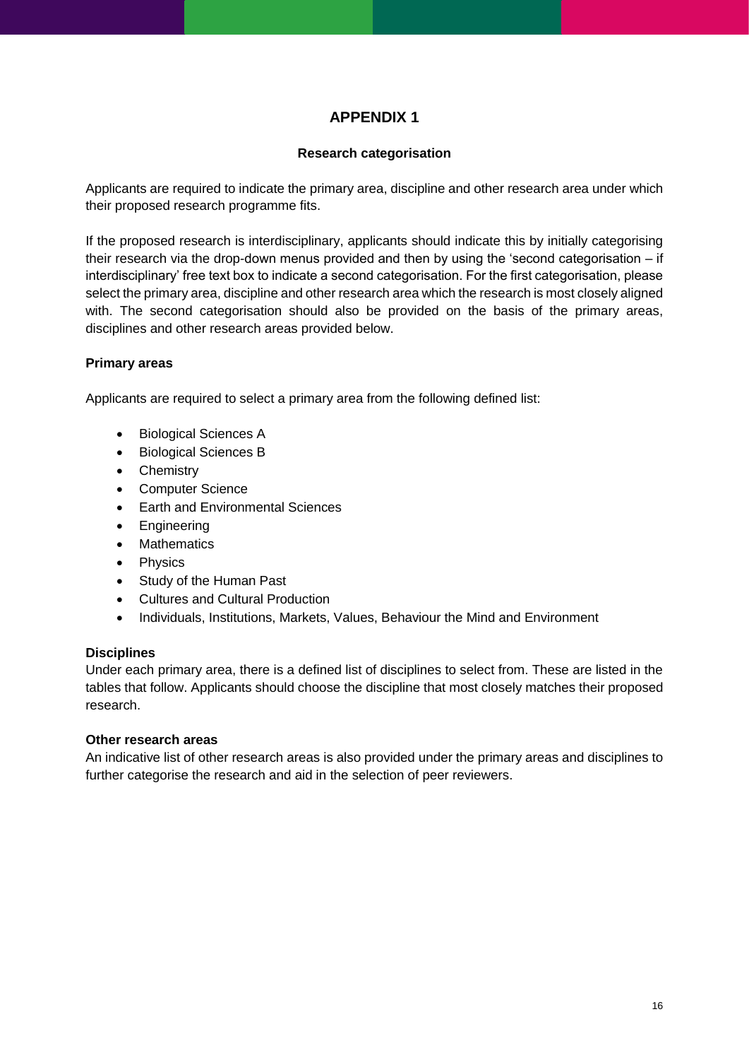# APPENDIX 1

## Research categorisation

Applicants are required to indicate the primary area, discipline and other research area under which their proposed research programme fits.

If the proposed research is interdisciplinary, applicants should indicate this by initially categorising their research via the drop-down menus provided and then by using the 'second categorisation – if interdisciplinary' free text box to indicate a second categorisation. For the first categorisation, please select the primary area, discipline and other research area which the research is most closely aligned with. The second categorisation should also be provided on the basis of the primary areas, disciplines and other research areas provided below.

### Primary areas

Applicants are required to select a primary area from the following defined list:

- Biological Sciences A
- Biological Sciences B
- Chemistry
- Computer Science
- Earth and Environmental Sciences
- Engineering
- Mathematics
- Physics
- Study of the Human Past
- Cultures and Cultural Production
- Individuals, Institutions, Markets, Values, Behaviour the Mind and Environment

### Disciplines

Under each primary area, there is a defined list of disciplines to select from. These are listed in the tables that follow. Applicants should choose the discipline that most closely matches their proposed research.

### Other research areas

An indicative list of other research areas is also provided under the primary areas and disciplines to further categorise the research and aid in the selection of peer reviewers.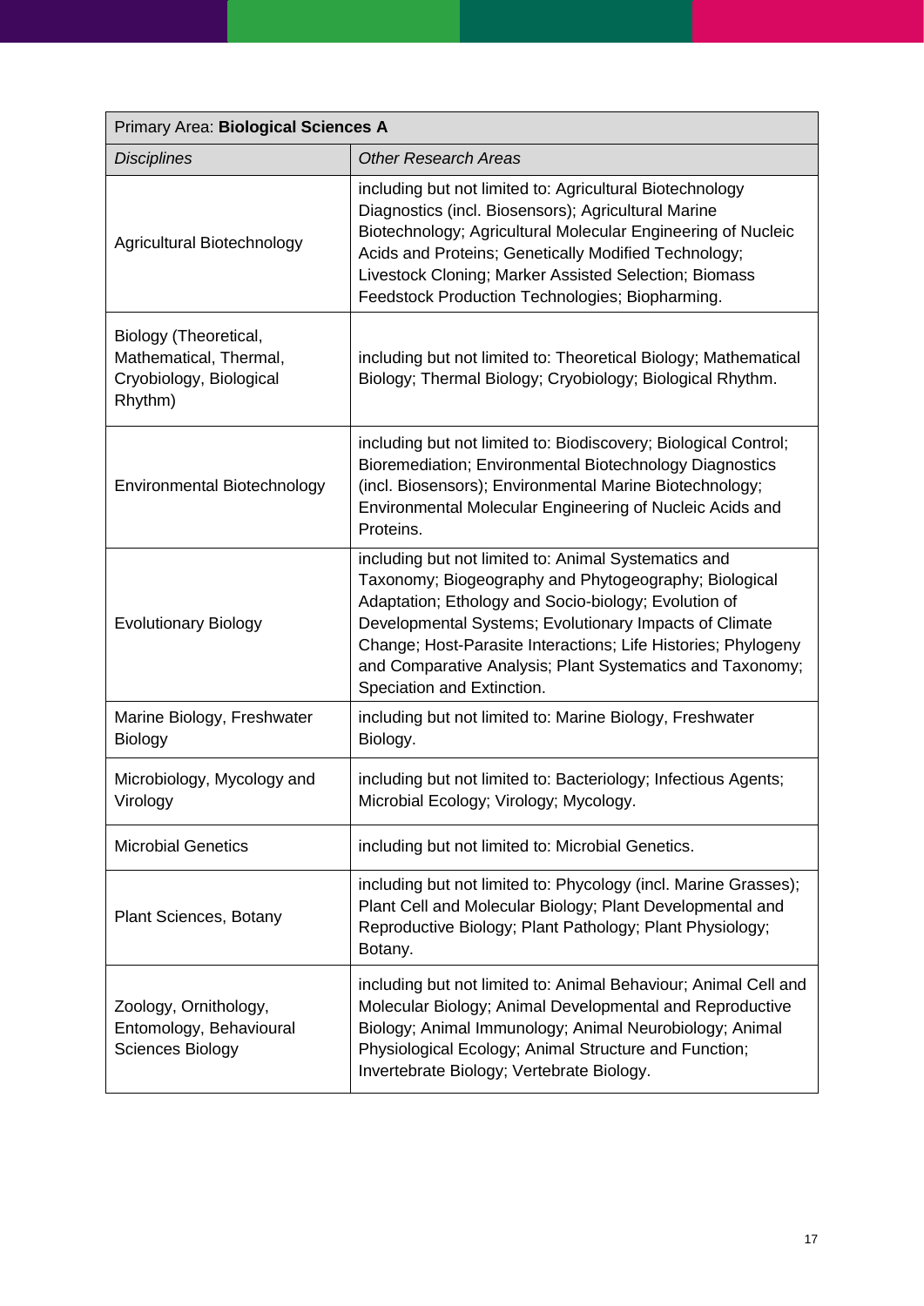| Primary Area: **Biological Sciences A** | |
|---|---|
| *Disciplines* | *Other Research Areas* |
| Agricultural Biotechnology | including but not limited to: Agricultural Biotechnology Diagnostics (incl. Biosensors); Agricultural Marine Biotechnology; Agricultural Molecular Engineering of Nucleic Acids and Proteins; Genetically Modified Technology; Livestock Cloning; Marker Assisted Selection; Biomass Feedstock Production Technologies; Biopharming. |
| Biology (Theoretical, Mathematical, Thermal, Cryobiology, Biological Rhythm) | including but not limited to: Theoretical Biology; Mathematical Biology; Thermal Biology; Cryobiology; Biological Rhythm. |
| Environmental Biotechnology | including but not limited to: Biodiscovery; Biological Control; Bioremediation; Environmental Biotechnology Diagnostics (incl. Biosensors); Environmental Marine Biotechnology; Environmental Molecular Engineering of Nucleic Acids and Proteins. |
| Evolutionary Biology | including but not limited to: Animal Systematics and Taxonomy; Biogeography and Phytogeography; Biological Adaptation; Ethology and Socio-biology; Evolution of Developmental Systems; Evolutionary Impacts of Climate Change; Host-Parasite Interactions; Life Histories; Phylogeny and Comparative Analysis; Plant Systematics and Taxonomy; Speciation and Extinction. |
| Marine Biology, Freshwater Biology | including but not limited to: Marine Biology, Freshwater Biology. |
| Microbiology, Mycology and Virology | including but not limited to: Bacteriology; Infectious Agents; Microbial Ecology; Virology; Mycology. |
| Microbial Genetics | including but not limited to: Microbial Genetics. |
| Plant Sciences, Botany | including but not limited to: Phycology (incl. Marine Grasses); Plant Cell and Molecular Biology; Plant Developmental and Reproductive Biology; Plant Pathology; Plant Physiology; Botany. |
| Zoology, Ornithology, Entomology, Behavioural Sciences Biology | including but not limited to: Animal Behaviour; Animal Cell and Molecular Biology; Animal Developmental and Reproductive Biology; Animal Immunology; Animal Neurobiology; Animal Physiological Ecology; Animal Structure and Function; Invertebrate Biology; Vertebrate Biology. |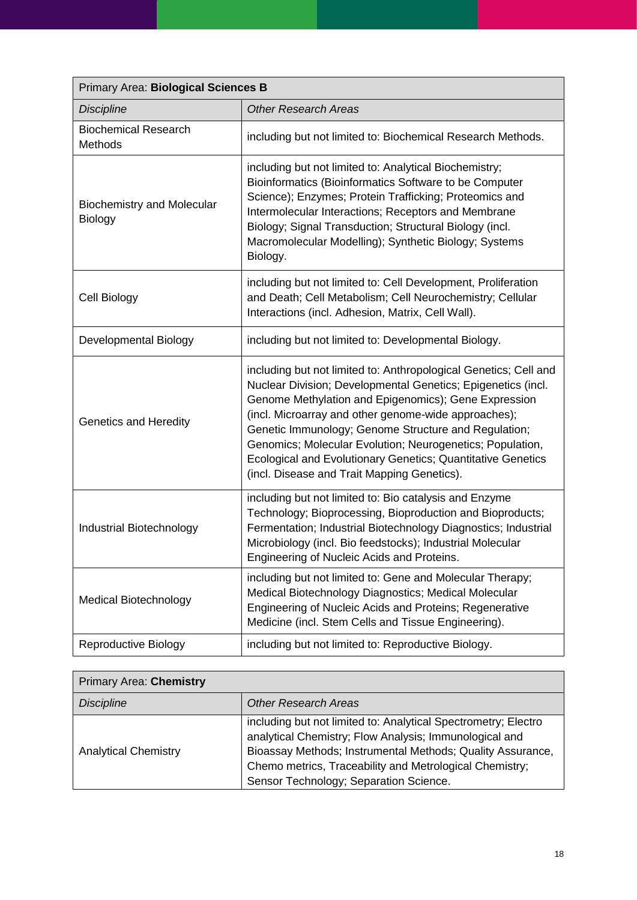| Primary Area: **Biological Sciences B** | |
|---|---|
| *Discipline* | *Other Research Areas* |
| Biochemical Research Methods | including but not limited to: Biochemical Research Methods. |
| Biochemistry and Molecular Biology | including but not limited to: Analytical Biochemistry; Bioinformatics (Bioinformatics Software to be Computer Science); Enzymes; Protein Trafficking; Proteomics and Intermolecular Interactions; Receptors and Membrane Biology; Signal Transduction; Structural Biology (incl. Macromolecular Modelling); Synthetic Biology; Systems Biology. |
| Cell Biology | including but not limited to: Cell Development, Proliferation and Death; Cell Metabolism; Cell Neurochemistry; Cellular Interactions (incl. Adhesion, Matrix, Cell Wall). |
| Developmental Biology | including but not limited to: Developmental Biology. |
| Genetics and Heredity | including but not limited to: Anthropological Genetics; Cell and Nuclear Division; Developmental Genetics; Epigenetics (incl. Genome Methylation and Epigenomics); Gene Expression (incl. Microarray and other genome-wide approaches); Genetic Immunology; Genome Structure and Regulation; Genomics; Molecular Evolution; Neurogenetics; Population, Ecological and Evolutionary Genetics; Quantitative Genetics (incl. Disease and Trait Mapping Genetics). |
| Industrial Biotechnology | including but not limited to: Bio catalysis and Enzyme Technology; Bioprocessing, Bioproduction and Bioproducts; Fermentation; Industrial Biotechnology Diagnostics; Industrial Microbiology (incl. Bio feedstocks); Industrial Molecular Engineering of Nucleic Acids and Proteins. |
| Medical Biotechnology | including but not limited to: Gene and Molecular Therapy; Medical Biotechnology Diagnostics; Medical Molecular Engineering of Nucleic Acids and Proteins; Regenerative Medicine (incl. Stem Cells and Tissue Engineering). |
| Reproductive Biology | including but not limited to: Reproductive Biology. |

| Primary Area: **Chemistry** | |
|---|---|
| *Discipline* | *Other Research Areas* |
| Analytical Chemistry | including but not limited to: Analytical Spectrometry; Electro analytical Chemistry; Flow Analysis; Immunological and Bioassay Methods; Instrumental Methods; Quality Assurance, Chemo metrics, Traceability and Metrological Chemistry; Sensor Technology; Separation Science. |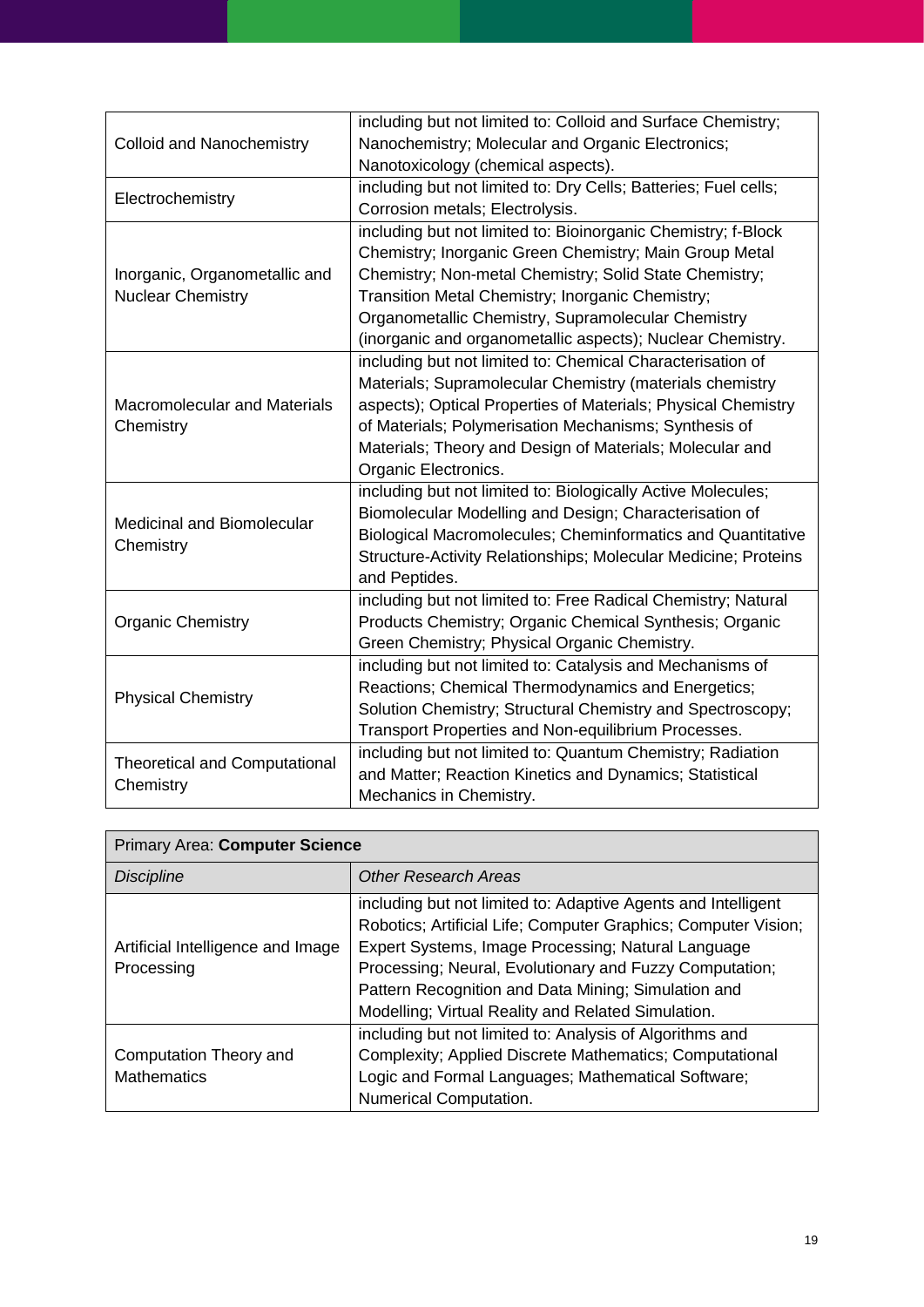| | |
|---|---|
| Colloid and Nanochemistry | including but not limited to: Colloid and Surface Chemistry; Nanochemistry; Molecular and Organic Electronics; Nanotoxicology (chemical aspects). |
| Electrochemistry | including but not limited to: Dry Cells; Batteries; Fuel cells; Corrosion metals; Electrolysis. |
| Inorganic, Organometallic and Nuclear Chemistry | including but not limited to: Bioinorganic Chemistry; f-Block Chemistry; Inorganic Green Chemistry; Main Group Metal Chemistry; Non-metal Chemistry; Solid State Chemistry; Transition Metal Chemistry; Inorganic Chemistry; Organometallic Chemistry, Supramolecular Chemistry (inorganic and organometallic aspects); Nuclear Chemistry. |
| Macromolecular and Materials Chemistry | including but not limited to: Chemical Characterisation of Materials; Supramolecular Chemistry (materials chemistry aspects); Optical Properties of Materials; Physical Chemistry of Materials; Polymerisation Mechanisms; Synthesis of Materials; Theory and Design of Materials; Molecular and Organic Electronics. |
| Medicinal and Biomolecular Chemistry | including but not limited to: Biologically Active Molecules; Biomolecular Modelling and Design; Characterisation of Biological Macromolecules; Cheminformatics and Quantitative Structure-Activity Relationships; Molecular Medicine; Proteins and Peptides. |
| Organic Chemistry | including but not limited to: Free Radical Chemistry; Natural Products Chemistry; Organic Chemical Synthesis; Organic Green Chemistry; Physical Organic Chemistry. |
| Physical Chemistry | including but not limited to: Catalysis and Mechanisms of Reactions; Chemical Thermodynamics and Energetics; Solution Chemistry; Structural Chemistry and Spectroscopy; Transport Properties and Non-equilibrium Processes. |
| Theoretical and Computational Chemistry | including but not limited to: Quantum Chemistry; Radiation and Matter; Reaction Kinetics and Dynamics; Statistical Mechanics in Chemistry. |

| Primary Area: **Computer Science** | |
|---|---|
| *Discipline* | *Other Research Areas* |
| Artificial Intelligence and Image Processing | including but not limited to: Adaptive Agents and Intelligent Robotics; Artificial Life; Computer Graphics; Computer Vision; Expert Systems, Image Processing; Natural Language Processing; Neural, Evolutionary and Fuzzy Computation; Pattern Recognition and Data Mining; Simulation and Modelling; Virtual Reality and Related Simulation. |
| Computation Theory and Mathematics | including but not limited to: Analysis of Algorithms and Complexity; Applied Discrete Mathematics; Computational Logic and Formal Languages; Mathematical Software; Numerical Computation. |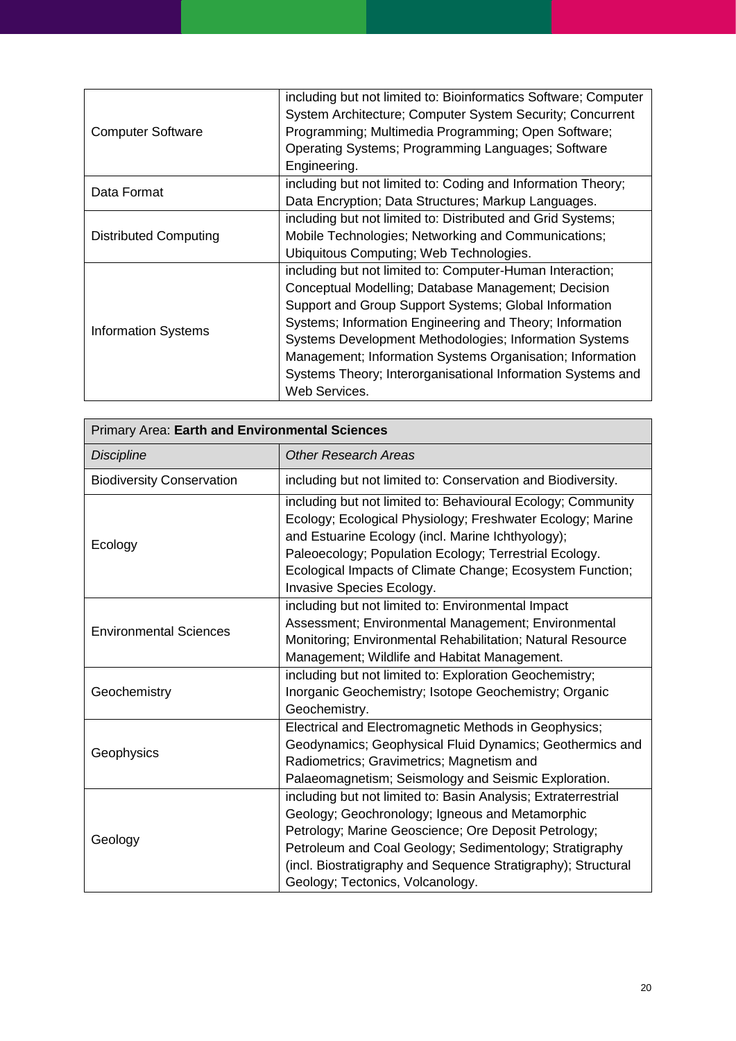| | |
|---|---|
| Computer Software | including but not limited to: Bioinformatics Software; Computer System Architecture; Computer System Security; Concurrent Programming; Multimedia Programming; Open Software; Operating Systems; Programming Languages; Software Engineering. |
| Data Format | including but not limited to: Coding and Information Theory; Data Encryption; Data Structures; Markup Languages. |
| Distributed Computing | including but not limited to: Distributed and Grid Systems; Mobile Technologies; Networking and Communications; Ubiquitous Computing; Web Technologies. |
| Information Systems | including but not limited to: Computer-Human Interaction; Conceptual Modelling; Database Management; Decision Support and Group Support Systems; Global Information Systems; Information Engineering and Theory; Information Systems Development Methodologies; Information Systems Management; Information Systems Organisation; Information Systems Theory; Interorganisational Information Systems and Web Services. |

| Primary Area: **Earth and Environmental Sciences** | |
|---|---|
| *Discipline* | *Other Research Areas* |
| Biodiversity Conservation | including but not limited to: Conservation and Biodiversity. |
| Ecology | including but not limited to: Behavioural Ecology; Community Ecology; Ecological Physiology; Freshwater Ecology; Marine and Estuarine Ecology (incl. Marine Ichthyology); Paleoecology; Population Ecology; Terrestrial Ecology. Ecological Impacts of Climate Change; Ecosystem Function; Invasive Species Ecology. |
| Environmental Sciences | including but not limited to: Environmental Impact Assessment; Environmental Management; Environmental Monitoring; Environmental Rehabilitation; Natural Resource Management; Wildlife and Habitat Management. |
| Geochemistry | including but not limited to: Exploration Geochemistry; Inorganic Geochemistry; Isotope Geochemistry; Organic Geochemistry. |
| Geophysics | Electrical and Electromagnetic Methods in Geophysics; Geodynamics; Geophysical Fluid Dynamics; Geothermics and Radiometrics; Gravimetrics; Magnetism and Palaeomagnetism; Seismology and Seismic Exploration. |
| Geology | including but not limited to: Basin Analysis; Extraterrestrial Geology; Geochronology; Igneous and Metamorphic Petrology; Marine Geoscience; Ore Deposit Petrology; Petroleum and Coal Geology; Sedimentology; Stratigraphy (incl. Biostratigraphy and Sequence Stratigraphy); Structural Geology; Tectonics, Volcanology. |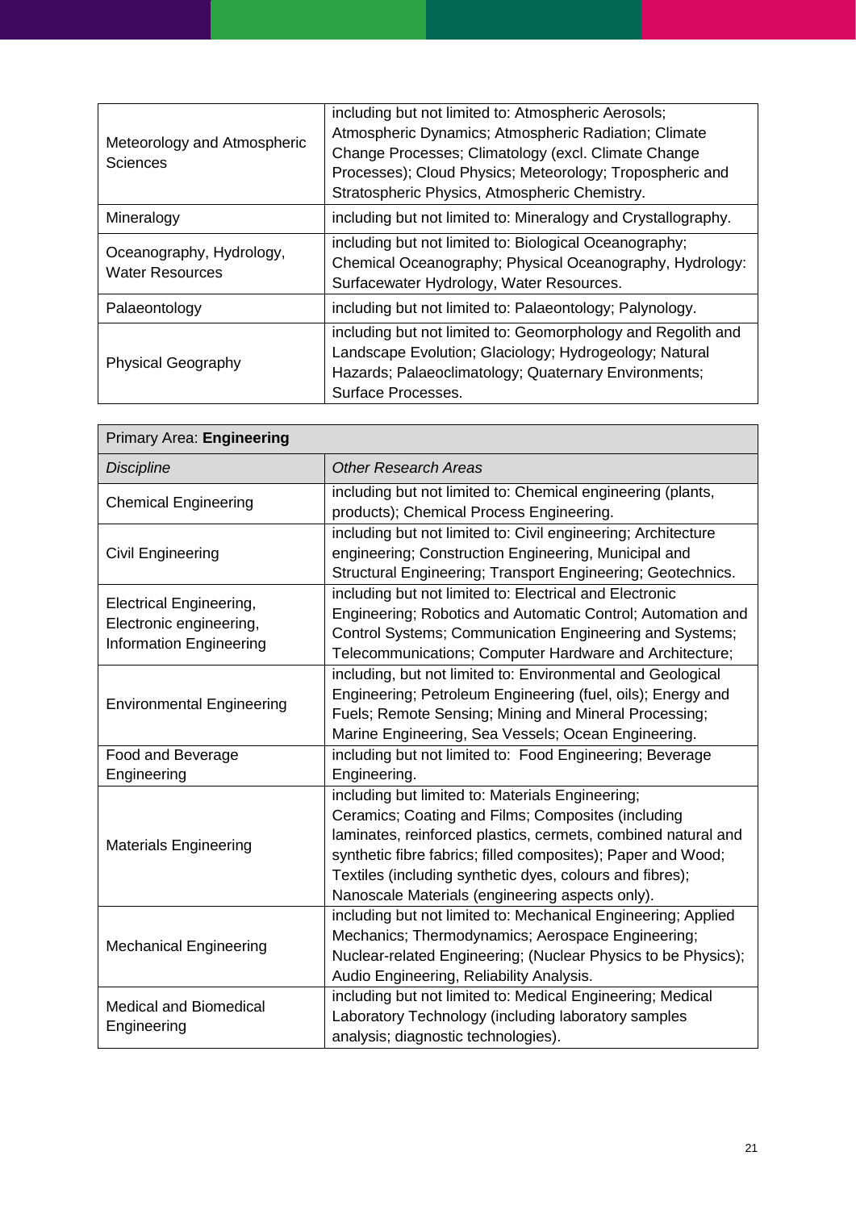| | |
|---|---|
| Meteorology and Atmospheric Sciences | including but not limited to: Atmospheric Aerosols; Atmospheric Dynamics; Atmospheric Radiation; Climate Change Processes; Climatology (excl. Climate Change Processes); Cloud Physics; Meteorology; Tropospheric and Stratospheric Physics, Atmospheric Chemistry. |
| Mineralogy | including but not limited to: Mineralogy and Crystallography. |
| Oceanography, Hydrology, Water Resources | including but not limited to: Biological Oceanography; Chemical Oceanography; Physical Oceanography, Hydrology: Surfacewater Hydrology, Water Resources. |
| Palaeontology | including but not limited to: Palaeontology; Palynology. |
| Physical Geography | including but not limited to: Geomorphology and Regolith and Landscape Evolution; Glaciology; Hydrogeology; Natural Hazards; Palaeoclimatology; Quaternary Environments; Surface Processes. |

| Primary Area: **Engineering** | |
|---|---|
| *Discipline* | *Other Research Areas* |
| Chemical Engineering | including but not limited to: Chemical engineering (plants, products); Chemical Process Engineering. |
| Civil Engineering | including but not limited to: Civil engineering; Architecture engineering; Construction Engineering, Municipal and Structural Engineering; Transport Engineering; Geotechnics. |
| Electrical Engineering, Electronic engineering, Information Engineering | including but not limited to: Electrical and Electronic Engineering; Robotics and Automatic Control; Automation and Control Systems; Communication Engineering and Systems; Telecommunications; Computer Hardware and Architecture; |
| Environmental Engineering | including, but not limited to: Environmental and Geological Engineering; Petroleum Engineering (fuel, oils); Energy and Fuels; Remote Sensing; Mining and Mineral Processing; Marine Engineering, Sea Vessels; Ocean Engineering. |
| Food and Beverage Engineering | including but not limited to: Food Engineering; Beverage Engineering. |
| Materials Engineering | including but not limited to: Materials Engineering; Ceramics; Coating and Films; Composites (including laminates, reinforced plastics, cermets, combined natural and synthetic fibre fabrics; filled composites); Paper and Wood; Textiles (including synthetic dyes, colours and fibres); Nanoscale Materials (engineering aspects only). |
| Mechanical Engineering | including but not limited to: Mechanical Engineering; Applied Mechanics; Thermodynamics; Aerospace Engineering; Nuclear-related Engineering; (Nuclear Physics to be Physics); Audio Engineering, Reliability Analysis. |
| Medical and Biomedical Engineering | including but not limited to: Medical Engineering; Medical Laboratory Technology (including laboratory samples analysis; diagnostic technologies). |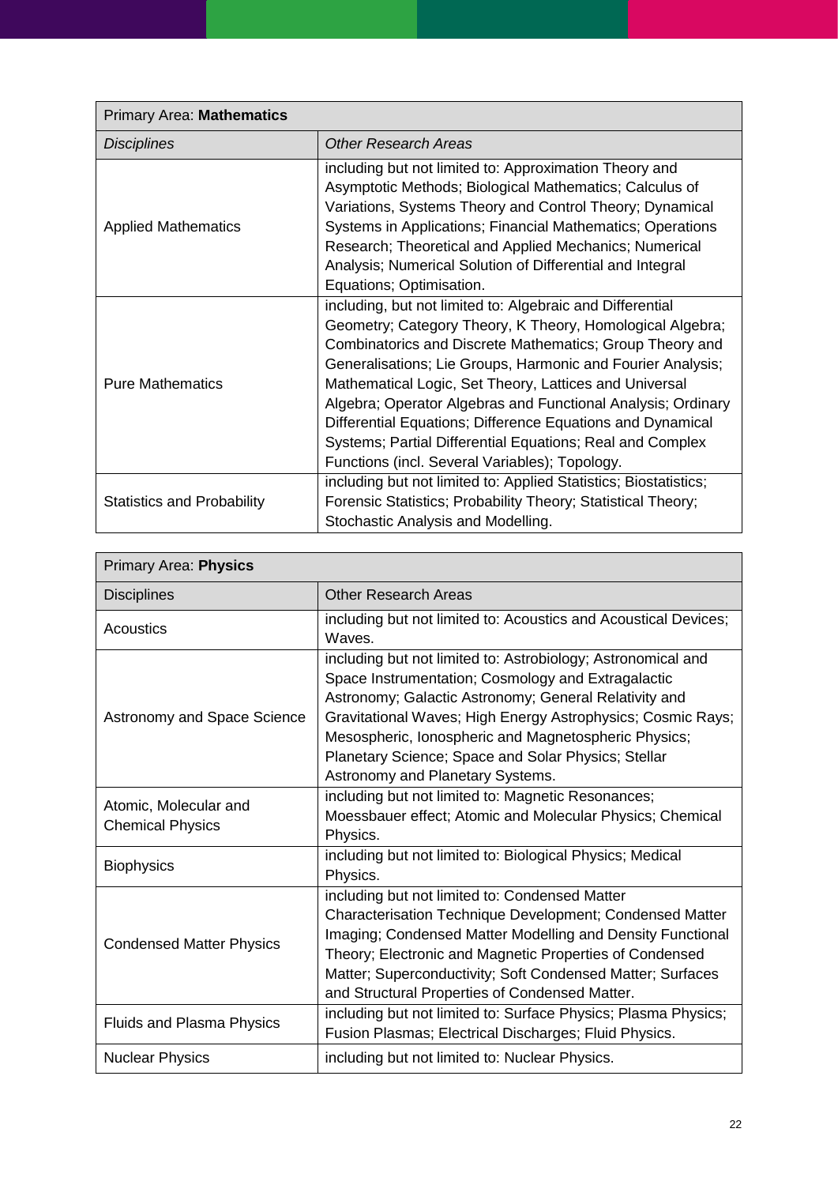| Primary Area: **Mathematics** | |
|---|---|
| *Disciplines* | *Other Research Areas* |
| Applied Mathematics | including but not limited to: Approximation Theory and Asymptotic Methods; Biological Mathematics; Calculus of Variations, Systems Theory and Control Theory; Dynamical Systems in Applications; Financial Mathematics; Operations Research; Theoretical and Applied Mechanics; Numerical Analysis; Numerical Solution of Differential and Integral Equations; Optimisation. |
| Pure Mathematics | including, but not limited to: Algebraic and Differential Geometry; Category Theory, K Theory, Homological Algebra; Combinatorics and Discrete Mathematics; Group Theory and Generalisations; Lie Groups, Harmonic and Fourier Analysis; Mathematical Logic, Set Theory, Lattices and Universal Algebra; Operator Algebras and Functional Analysis; Ordinary Differential Equations; Difference Equations and Dynamical Systems; Partial Differential Equations; Real and Complex Functions (incl. Several Variables); Topology. |
| Statistics and Probability | including but not limited to: Applied Statistics; Biostatistics; Forensic Statistics; Probability Theory; Statistical Theory; Stochastic Analysis and Modelling. |

| Primary Area: **Physics** | |
|---|---|
| Disciplines | Other Research Areas |
| Acoustics | including but not limited to: Acoustics and Acoustical Devices; Waves. |
| Astronomy and Space Science | including but not limited to: Astrobiology; Astronomical and Space Instrumentation; Cosmology and Extragalactic Astronomy; Galactic Astronomy; General Relativity and Gravitational Waves; High Energy Astrophysics; Cosmic Rays; Mesospheric, Ionospheric and Magnetospheric Physics; Planetary Science; Space and Solar Physics; Stellar Astronomy and Planetary Systems. |
| Atomic, Molecular and Chemical Physics | including but not limited to: Magnetic Resonances; Moessbauer effect; Atomic and Molecular Physics; Chemical Physics. |
| Biophysics | including but not limited to: Biological Physics; Medical Physics. |
| Condensed Matter Physics | including but not limited to: Condensed Matter Characterisation Technique Development; Condensed Matter Imaging; Condensed Matter Modelling and Density Functional Theory; Electronic and Magnetic Properties of Condensed Matter; Superconductivity; Soft Condensed Matter; Surfaces and Structural Properties of Condensed Matter. |
| Fluids and Plasma Physics | including but not limited to: Surface Physics; Plasma Physics; Fusion Plasmas; Electrical Discharges; Fluid Physics. |
| Nuclear Physics | including but not limited to: Nuclear Physics. |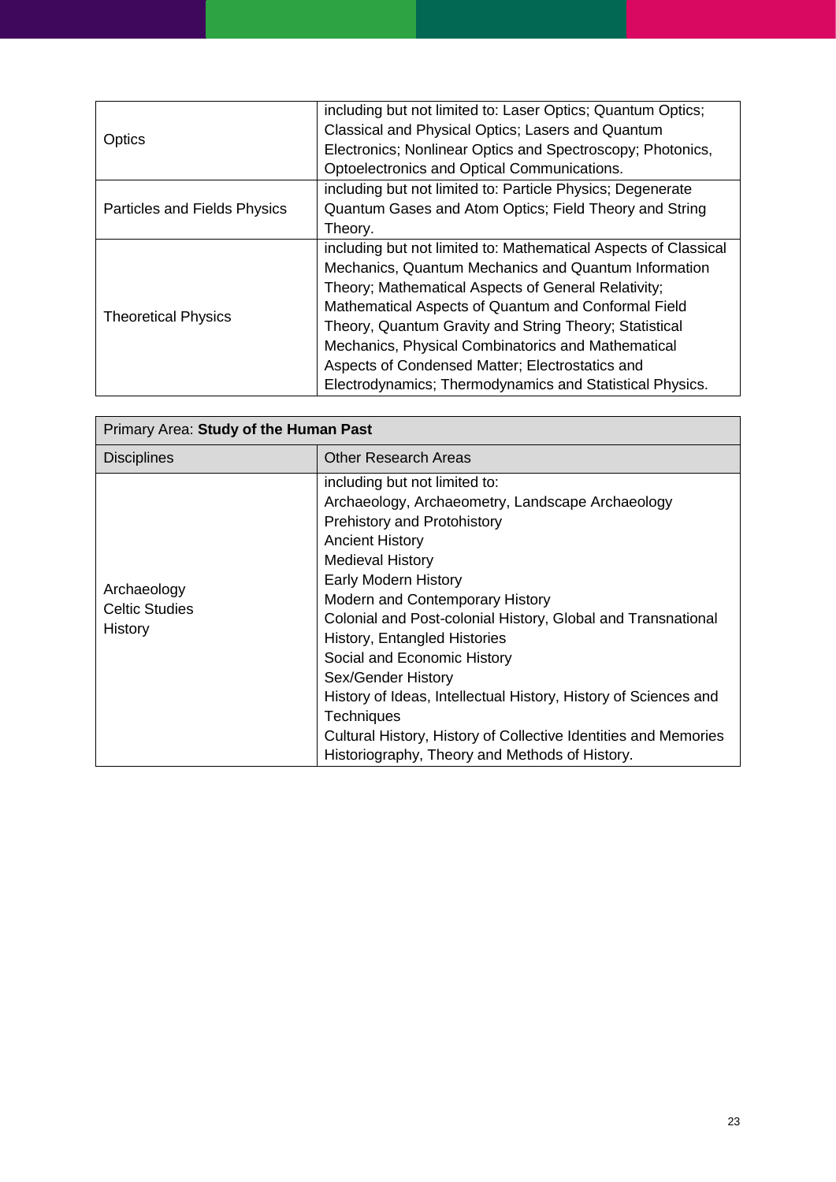| | |
|---|---|
| Optics | including but not limited to: Laser Optics; Quantum Optics; Classical and Physical Optics; Lasers and Quantum Electronics; Nonlinear Optics and Spectroscopy; Photonics, Optoelectronics and Optical Communications. |
| Particles and Fields Physics | including but not limited to: Particle Physics; Degenerate Quantum Gases and Atom Optics; Field Theory and String Theory. |
| Theoretical Physics | including but not limited to: Mathematical Aspects of Classical Mechanics, Quantum Mechanics and Quantum Information Theory; Mathematical Aspects of General Relativity; Mathematical Aspects of Quantum and Conformal Field Theory, Quantum Gravity and String Theory; Statistical Mechanics, Physical Combinatorics and Mathematical Aspects of Condensed Matter; Electrostatics and Electrodynamics; Thermodynamics and Statistical Physics. |

| Primary Area: **Study of the Human Past** | |
|---|---|
| Disciplines | Other Research Areas |
| Archaeology<br>Celtic Studies<br>History | including but not limited to:<br>Archaeology, Archaeometry, Landscape Archaeology<br>Prehistory and Protohistory<br>Ancient History<br>Medieval History<br>Early Modern History<br>Modern and Contemporary History<br>Colonial and Post-colonial History, Global and Transnational History, Entangled Histories<br>Social and Economic History<br>Sex/Gender History<br>History of Ideas, Intellectual History, History of Sciences and Techniques<br>Cultural History, History of Collective Identities and Memories<br>Historiography, Theory and Methods of History. |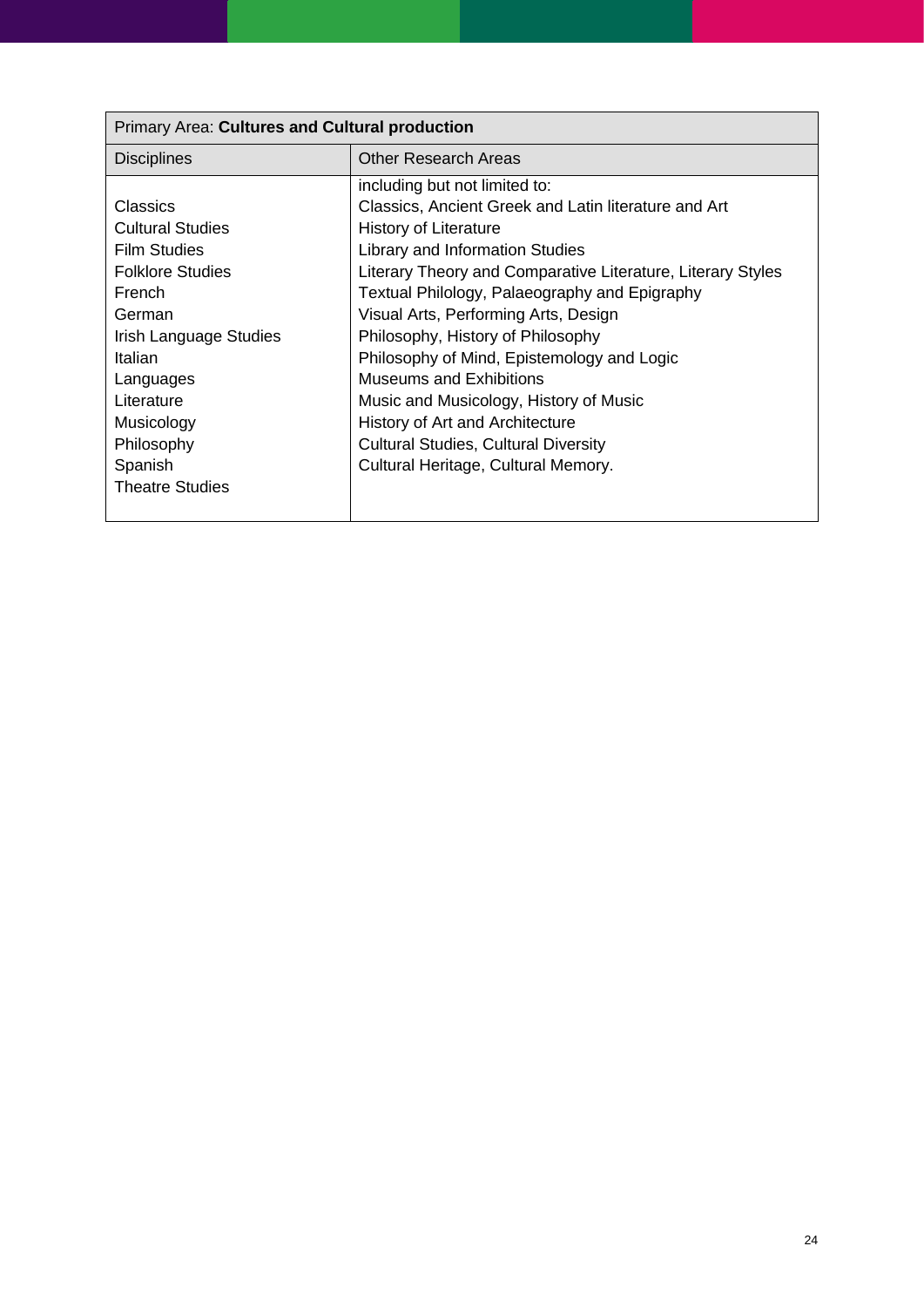| Primary Area: **Cultures and Cultural production** | |
|---|---|
| Disciplines | Other Research Areas |
| Classics<br>Cultural Studies<br>Film Studies<br>Folklore Studies<br>French<br>German<br>Irish Language Studies<br>Italian<br>Languages<br>Literature<br>Musicology<br>Philosophy<br>Spanish<br>Theatre Studies | including but not limited to:<br>Classics, Ancient Greek and Latin literature and Art<br>History of Literature<br>Library and Information Studies<br>Literary Theory and Comparative Literature, Literary Styles<br>Textual Philology, Palaeography and Epigraphy<br>Visual Arts, Performing Arts, Design<br>Philosophy, History of Philosophy<br>Philosophy of Mind, Epistemology and Logic<br>Museums and Exhibitions<br>Music and Musicology, History of Music<br>History of Art and Architecture<br>Cultural Studies, Cultural Diversity<br>Cultural Heritage, Cultural Memory. |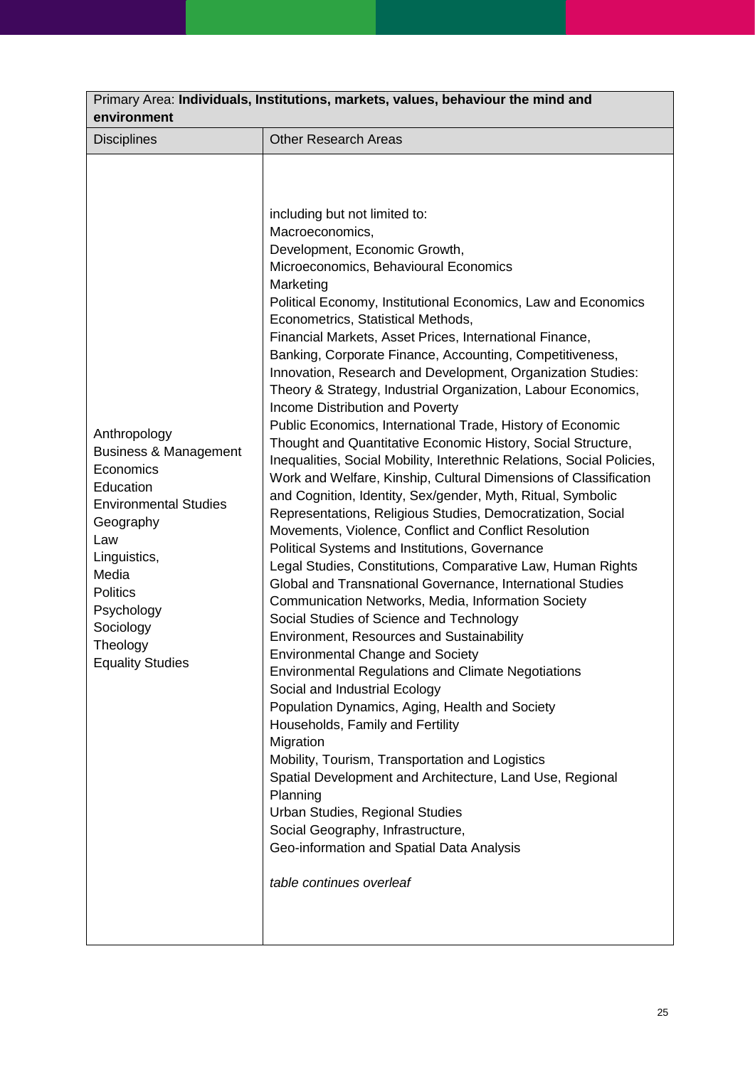| Primary Area: **Individuals, Institutions, markets, values, behaviour the mind and environment** | |
|---|---|
| Disciplines | Other Research Areas |
| Anthropology<br>Business & Management<br>Economics<br>Education<br>Environmental Studies<br>Geography<br>Law<br>Linguistics,<br>Media<br>Politics<br>Psychology<br>Sociology<br>Theology<br>Equality Studies | including but not limited to:<br>Macroeconomics,<br>Development, Economic Growth,<br>Microeconomics, Behavioural Economics<br>Marketing<br>Political Economy, Institutional Economics, Law and Economics<br>Econometrics, Statistical Methods,<br>Financial Markets, Asset Prices, International Finance,<br>Banking, Corporate Finance, Accounting, Competitiveness,<br>Innovation, Research and Development, Organization Studies: Theory & Strategy, Industrial Organization, Labour Economics, Income Distribution and Poverty<br>Public Economics, International Trade, History of Economic Thought and Quantitative Economic History, Social Structure, Inequalities, Social Mobility, Interethnic Relations, Social Policies, Work and Welfare, Kinship, Cultural Dimensions of Classification and Cognition, Identity, Sex/gender, Myth, Ritual, Symbolic Representations, Religious Studies, Democratization, Social Movements, Violence, Conflict and Conflict Resolution<br>Political Systems and Institutions, Governance<br>Legal Studies, Constitutions, Comparative Law, Human Rights<br>Global and Transnational Governance, International Studies<br>Communication Networks, Media, Information Society<br>Social Studies of Science and Technology<br>Environment, Resources and Sustainability<br>Environmental Change and Society<br>Environmental Regulations and Climate Negotiations<br>Social and Industrial Ecology<br>Population Dynamics, Aging, Health and Society<br>Households, Family and Fertility<br>Migration<br>Mobility, Tourism, Transportation and Logistics<br>Spatial Development and Architecture, Land Use, Regional Planning<br>Urban Studies, Regional Studies<br>Social Geography, Infrastructure,<br>Geo-information and Spatial Data Analysis<br><br>*table continues overleaf* |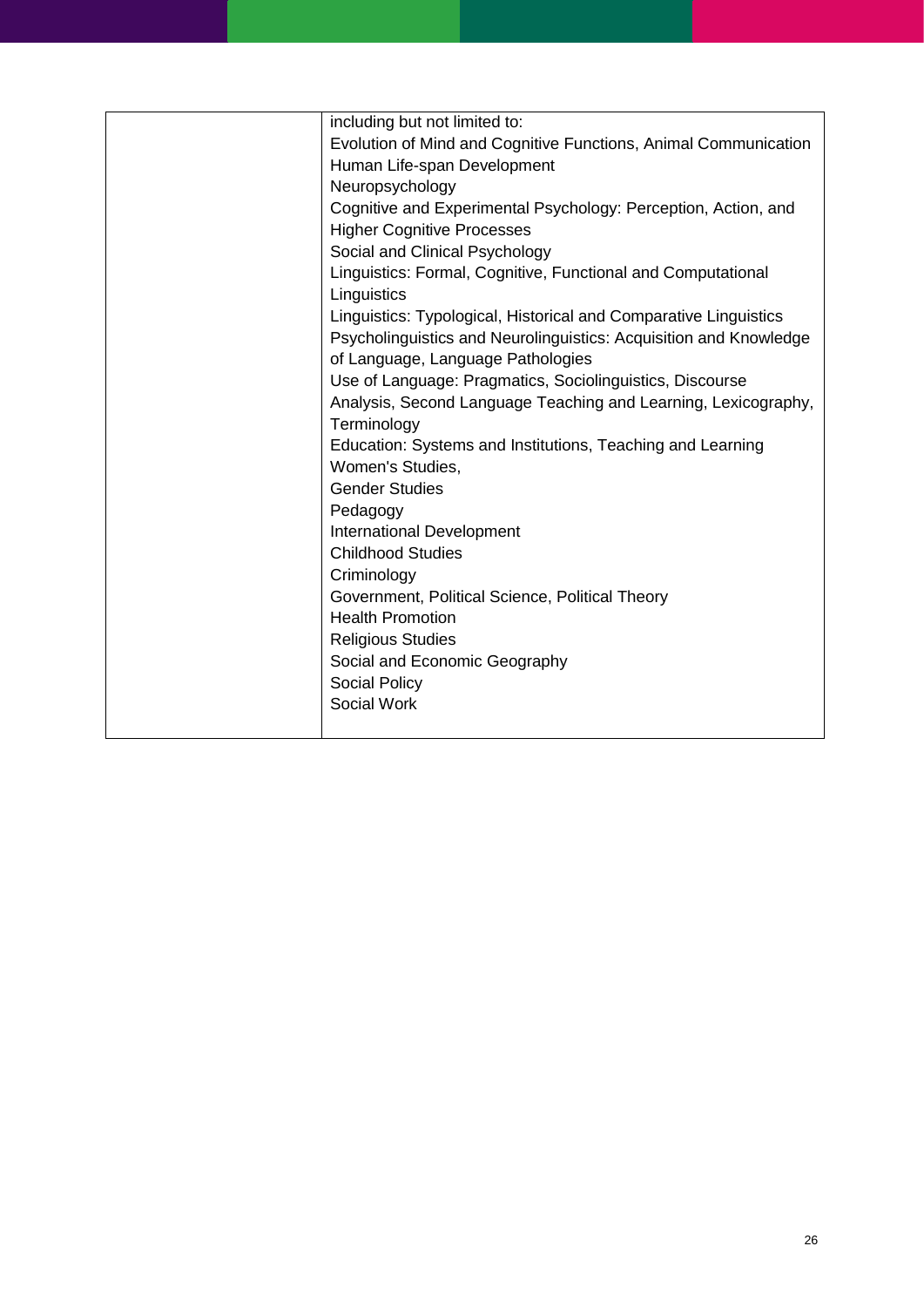|  |  |
|---|---|
|  | including but not limited to:<br>Evolution of Mind and Cognitive Functions, Animal Communication<br>Human Life-span Development<br>Neuropsychology<br>Cognitive and Experimental Psychology: Perception, Action, and Higher Cognitive Processes<br>Social and Clinical Psychology<br>Linguistics: Formal, Cognitive, Functional and Computational Linguistics<br>Linguistics: Typological, Historical and Comparative Linguistics<br>Psycholinguistics and Neurolinguistics: Acquisition and Knowledge of Language, Language Pathologies<br>Use of Language: Pragmatics, Sociolinguistics, Discourse Analysis, Second Language Teaching and Learning, Lexicography, Terminology<br>Education: Systems and Institutions, Teaching and Learning<br>Women's Studies,<br>Gender Studies<br>Pedagogy<br>International Development<br>Childhood Studies<br>Criminology<br>Government, Political Science, Political Theory<br>Health Promotion<br>Religious Studies<br>Social and Economic Geography<br>Social Policy<br>Social Work |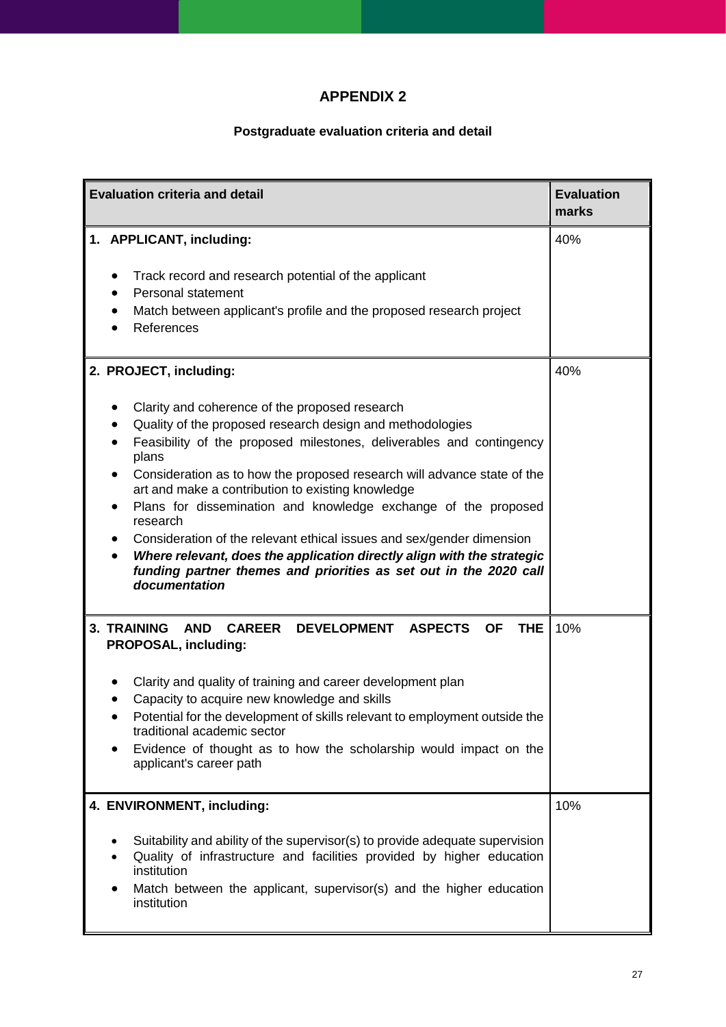# APPENDIX 2

## Postgraduate evaluation criteria and detail

| Evaluation criteria and detail | Evaluation marks |
|---|---|
| **1. APPLICANT, including:**<br><br>• Track record and research potential of the applicant<br>• Personal statement<br>• Match between applicant's profile and the proposed research project<br>• References | 40% |
| **2. PROJECT, including:**<br><br>• Clarity and coherence of the proposed research<br>• Quality of the proposed research design and methodologies<br>• Feasibility of the proposed milestones, deliverables and contingency plans<br>• Consideration as to how the proposed research will advance state of the art and make a contribution to existing knowledge<br>• Plans for dissemination and knowledge exchange of the proposed research<br>• Consideration of the relevant ethical issues and sex/gender dimension<br>• ***Where relevant, does the application directly align with the strategic funding partner themes and priorities as set out in the 2020 call documentation*** | 40% |
| **3. TRAINING AND CAREER DEVELOPMENT ASPECTS OF THE PROPOSAL, including:**<br><br>• Clarity and quality of training and career development plan<br>• Capacity to acquire new knowledge and skills<br>• Potential for the development of skills relevant to employment outside the traditional academic sector<br>• Evidence of thought as to how the scholarship would impact on the applicant's career path | 10% |
| **4. ENVIRONMENT, including:**<br><br>• Suitability and ability of the supervisor(s) to provide adequate supervision<br>• Quality of infrastructure and facilities provided by higher education institution<br>• Match between the applicant, supervisor(s) and the higher education institution | 10% |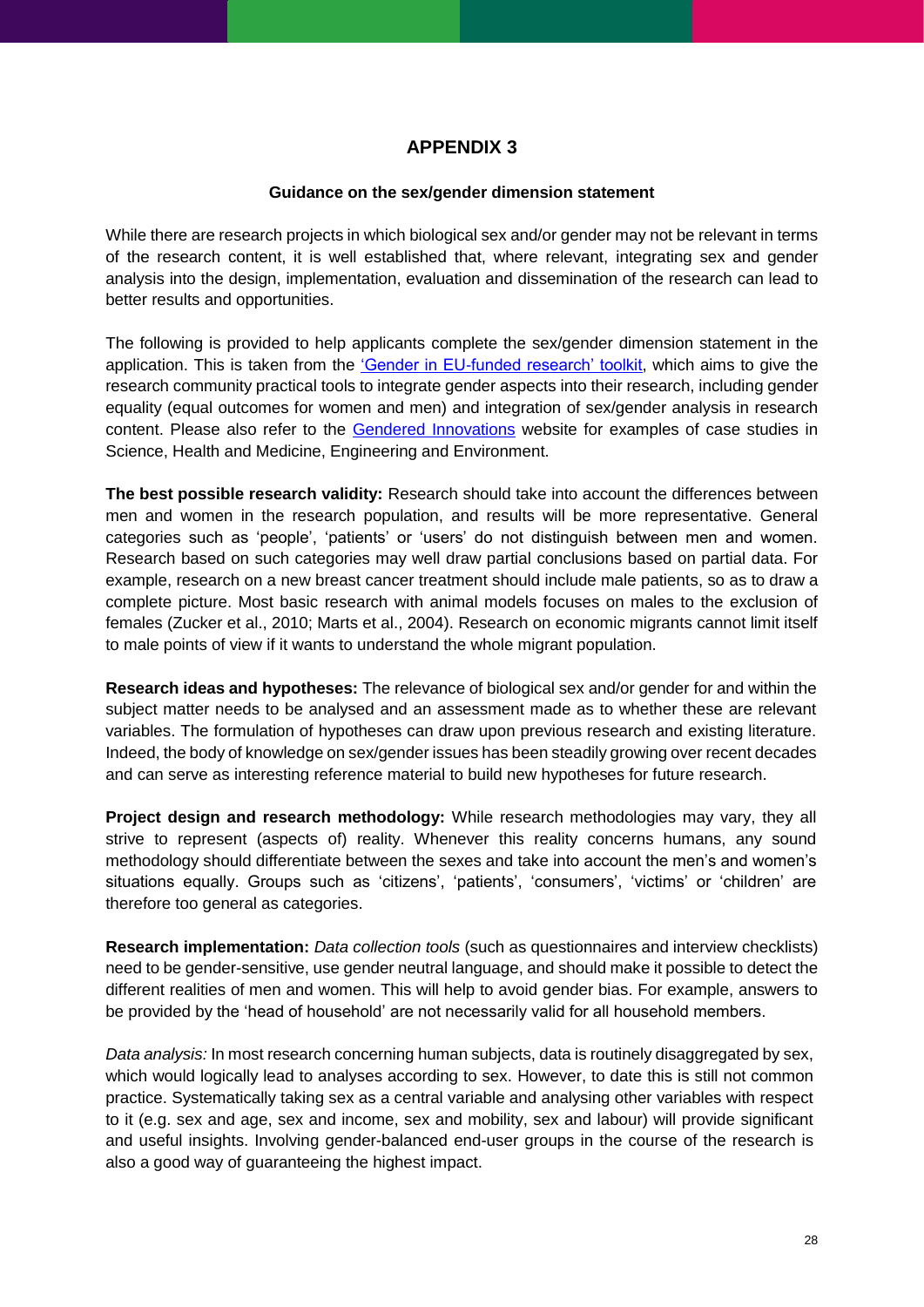# APPENDIX 3

## Guidance on the sex/gender dimension statement

While there are research projects in which biological sex and/or gender may not be relevant in terms of the research content, it is well established that, where relevant, integrating sex and gender analysis into the design, implementation, evaluation and dissemination of the research can lead to better results and opportunities.

The following is provided to help applicants complete the sex/gender dimension statement in the application. This is taken from the 'Gender in EU-funded research' toolkit, which aims to give the research community practical tools to integrate gender aspects into their research, including gender equality (equal outcomes for women and men) and integration of sex/gender analysis in research content. Please also refer to the Gendered Innovations website for examples of case studies in Science, Health and Medicine, Engineering and Environment.

**The best possible research validity:** Research should take into account the differences between men and women in the research population, and results will be more representative. General categories such as 'people', 'patients' or 'users' do not distinguish between men and women. Research based on such categories may well draw partial conclusions based on partial data. For example, research on a new breast cancer treatment should include male patients, so as to draw a complete picture. Most basic research with animal models focuses on males to the exclusion of females (Zucker et al., 2010; Marts et al., 2004). Research on economic migrants cannot limit itself to male points of view if it wants to understand the whole migrant population.

**Research ideas and hypotheses:** The relevance of biological sex and/or gender for and within the subject matter needs to be analysed and an assessment made as to whether these are relevant variables. The formulation of hypotheses can draw upon previous research and existing literature. Indeed, the body of knowledge on sex/gender issues has been steadily growing over recent decades and can serve as interesting reference material to build new hypotheses for future research.

**Project design and research methodology:** While research methodologies may vary, they all strive to represent (aspects of) reality. Whenever this reality concerns humans, any sound methodology should differentiate between the sexes and take into account the men's and women's situations equally. Groups such as 'citizens', 'patients', 'consumers', 'victims' or 'children' are therefore too general as categories.

**Research implementation:** *Data collection tools* (such as questionnaires and interview checklists) need to be gender-sensitive, use gender neutral language, and should make it possible to detect the different realities of men and women. This will help to avoid gender bias. For example, answers to be provided by the 'head of household' are not necessarily valid for all household members.

*Data analysis:* In most research concerning human subjects, data is routinely disaggregated by sex, which would logically lead to analyses according to sex. However, to date this is still not common practice. Systematically taking sex as a central variable and analysing other variables with respect to it (e.g. sex and age, sex and income, sex and mobility, sex and labour) will provide significant and useful insights. Involving gender-balanced end-user groups in the course of the research is also a good way of guaranteeing the highest impact.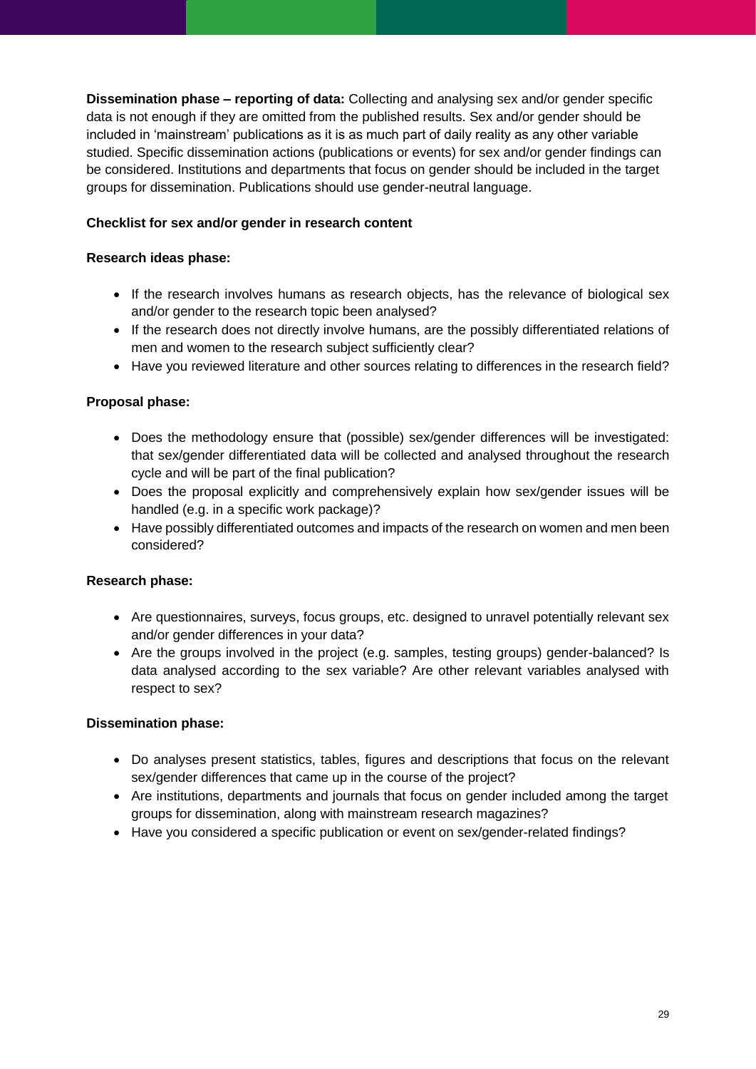**Dissemination phase – reporting of data:** Collecting and analysing sex and/or gender specific data is not enough if they are omitted from the published results. Sex and/or gender should be included in 'mainstream' publications as it is as much part of daily reality as any other variable studied. Specific dissemination actions (publications or events) for sex and/or gender findings can be considered. Institutions and departments that focus on gender should be included in the target groups for dissemination. Publications should use gender-neutral language.

**Checklist for sex and/or gender in research content**

**Research ideas phase:**

- If the research involves humans as research objects, has the relevance of biological sex and/or gender to the research topic been analysed?
- If the research does not directly involve humans, are the possibly differentiated relations of men and women to the research subject sufficiently clear?
- Have you reviewed literature and other sources relating to differences in the research field?

**Proposal phase:**

- Does the methodology ensure that (possible) sex/gender differences will be investigated: that sex/gender differentiated data will be collected and analysed throughout the research cycle and will be part of the final publication?
- Does the proposal explicitly and comprehensively explain how sex/gender issues will be handled (e.g. in a specific work package)?
- Have possibly differentiated outcomes and impacts of the research on women and men been considered?

**Research phase:**

- Are questionnaires, surveys, focus groups, etc. designed to unravel potentially relevant sex and/or gender differences in your data?
- Are the groups involved in the project (e.g. samples, testing groups) gender-balanced? Is data analysed according to the sex variable? Are other relevant variables analysed with respect to sex?

**Dissemination phase:**

- Do analyses present statistics, tables, figures and descriptions that focus on the relevant sex/gender differences that came up in the course of the project?
- Are institutions, departments and journals that focus on gender included among the target groups for dissemination, along with mainstream research magazines?
- Have you considered a specific publication or event on sex/gender-related findings?